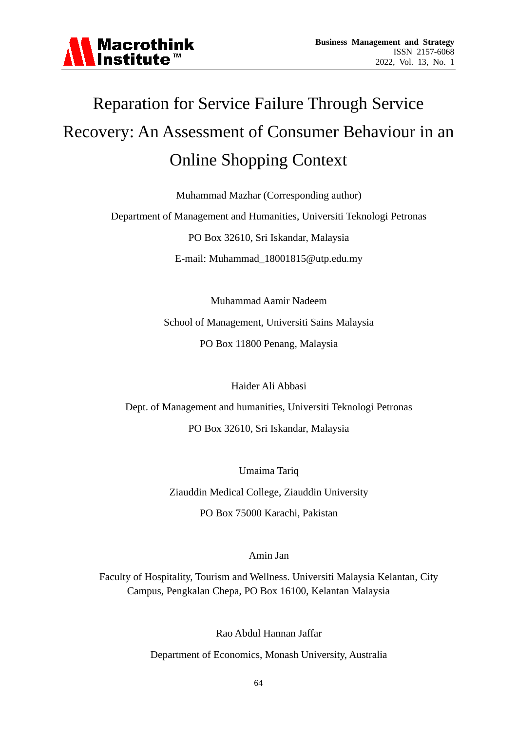# Reparation for Service Failure Through Service Recovery: An Assessment of Consumer Behaviour in an Online Shopping Context

Muhammad Mazhar (Corresponding author)

Department of Management and Humanities, Universiti Teknologi Petronas

PO Box 32610, Sri Iskandar, Malaysia

E-mail: Muhammad_18001815@utp.edu.my

Muhammad Aamir Nadeem

School of Management, Universiti Sains Malaysia

PO Box 11800 Penang, Malaysia

Haider Ali Abbasi

Dept. of Management and humanities, Universiti Teknologi Petronas

PO Box 32610, Sri Iskandar, Malaysia

Umaima Tariq

Ziauddin Medical College, Ziauddin University

PO Box 75000 Karachi, Pakistan

Amin Jan

Faculty of Hospitality, Tourism and Wellness. Universiti Malaysia Kelantan, City Campus, Pengkalan Chepa, PO Box 16100, Kelantan Malaysia

Rao Abdul Hannan Jaffar

Department of Economics, Monash University, Australia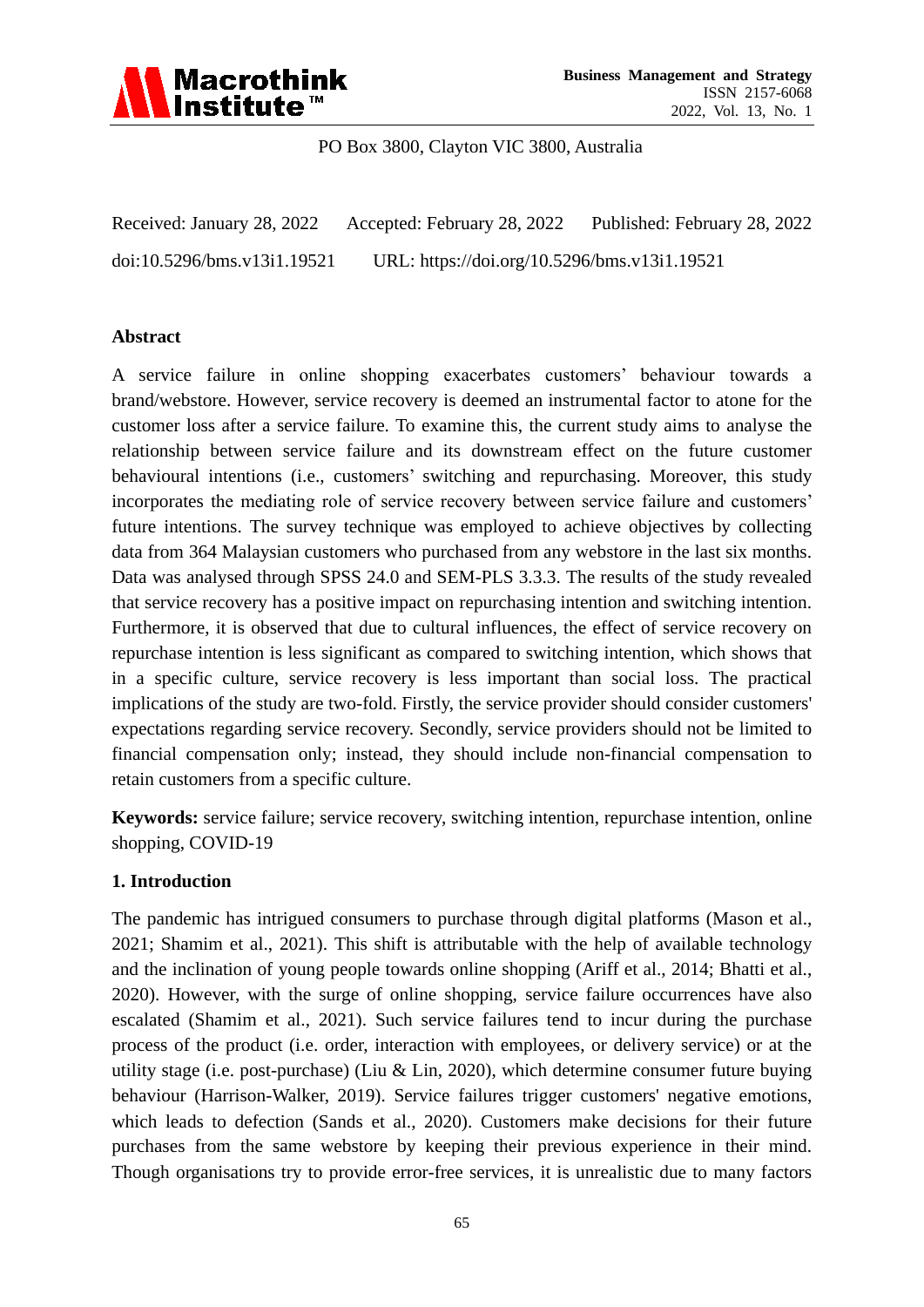PO Box 3800, Clayton VIC 3800, Australia

Received: January 28, 2022 Accepted: February 28, 2022 Published: February 28, 2022

doi:10.5296/bms.v13i1.19521 URL: https://doi.org/10.5296/bms.v13i1.19521

## Abstract

A service failure in online shopping exacerbates customers' behaviour towards a brand/webstore. However, service recovery is deemed an instrumental factor to atone for the customer loss after a service failure. To examine this, the current study aims to analyse the relationship between service failure and its downstream effect on the future customer behavioural intentions (i.e., customers' switching and repurchasing. Moreover, this study incorporates the mediating role of service recovery between service failure and customers' future intentions. The survey technique was employed to achieve objectives by collecting data from 364 Malaysian customers who purchased from any webstore in the last six months. Data was analysed through SPSS 24.0 and SEM-PLS 3.3.3. The results of the study revealed that service recovery has a positive impact on repurchasing intention and switching intention. Furthermore, it is observed that due to cultural influences, the effect of service recovery on repurchase intention is less significant as compared to switching intention, which shows that in a specific culture, service recovery is less important than social loss. The practical implications of the study are two-fold. Firstly, the service provider should consider customers' expectations regarding service recovery. Secondly, service providers should not be limited to financial compensation only; instead, they should include non-financial compensation to retain customers from a specific culture.

**Keywords:** service failure; service recovery, switching intention, repurchase intention, online shopping, COVID-19

## 1. Introduction

The pandemic has intrigued consumers to purchase through digital platforms (Mason et al., 2021; Shamim et al., 2021). This shift is attributable with the help of available technology and the inclination of young people towards online shopping (Ariff et al., 2014; Bhatti et al., 2020). However, with the surge of online shopping, service failure occurrences have also escalated (Shamim et al., 2021). Such service failures tend to incur during the purchase process of the product (i.e. order, interaction with employees, or delivery service) or at the utility stage (i.e. post-purchase) (Liu & Lin, 2020), which determine consumer future buying behaviour (Harrison-Walker, 2019). Service failures trigger customers' negative emotions, which leads to defection (Sands et al., 2020). Customers make decisions for their future purchases from the same webstore by keeping their previous experience in their mind. Though organisations try to provide error-free services, it is unrealistic due to many factors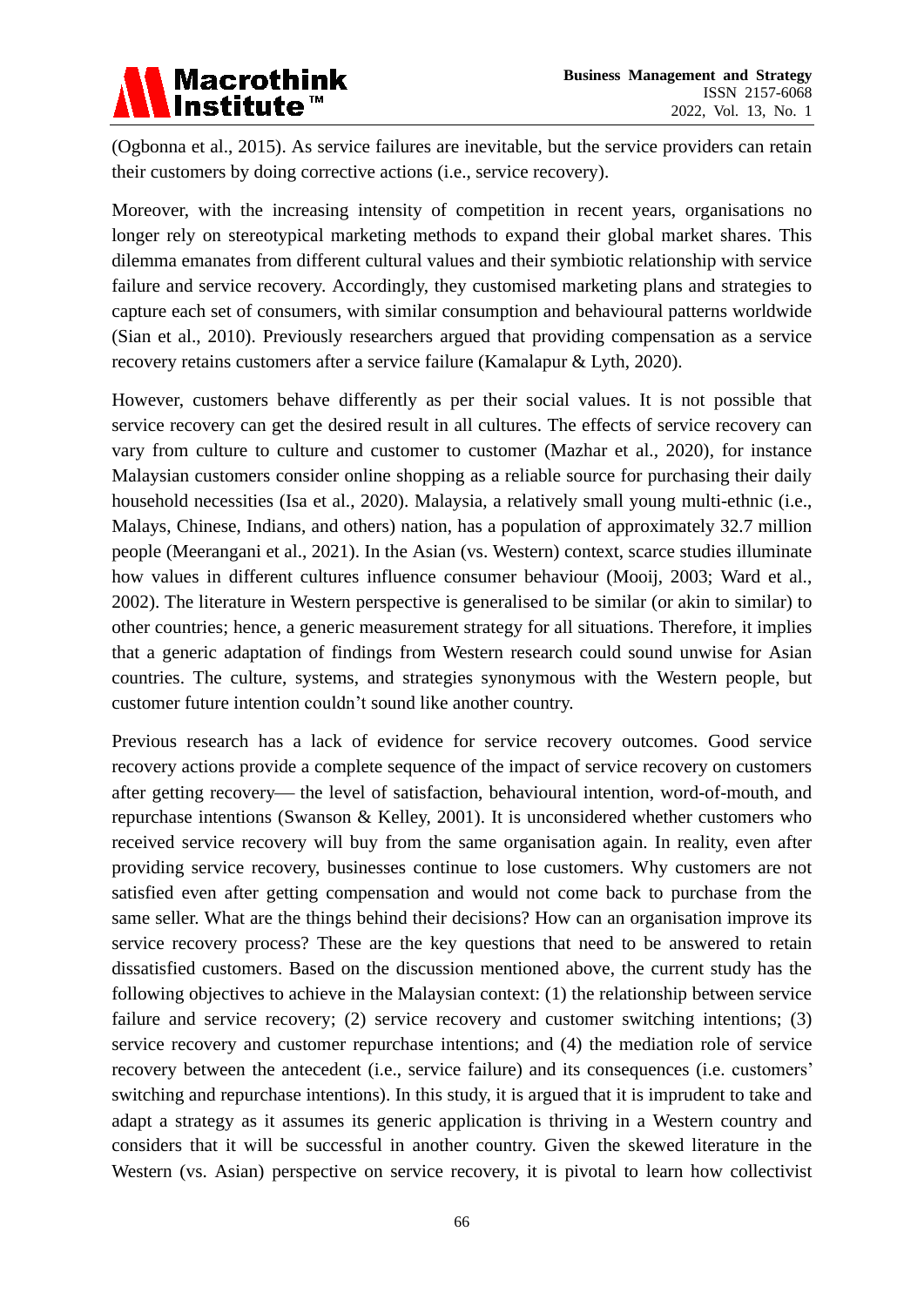(Ogbonna et al., 2015). As service failures are inevitable, but the service providers can retain their customers by doing corrective actions (i.e., service recovery).

Moreover, with the increasing intensity of competition in recent years, organisations no longer rely on stereotypical marketing methods to expand their global market shares. This dilemma emanates from different cultural values and their symbiotic relationship with service failure and service recovery. Accordingly, they customised marketing plans and strategies to capture each set of consumers, with similar consumption and behavioural patterns worldwide (Sian et al., 2010). Previously researchers argued that providing compensation as a service recovery retains customers after a service failure (Kamalapur & Lyth, 2020).

However, customers behave differently as per their social values. It is not possible that service recovery can get the desired result in all cultures. The effects of service recovery can vary from culture to culture and customer to customer (Mazhar et al., 2020), for instance Malaysian customers consider online shopping as a reliable source for purchasing their daily household necessities (Isa et al., 2020). Malaysia, a relatively small young multi-ethnic (i.e., Malays, Chinese, Indians, and others) nation, has a population of approximately 32.7 million people (Meerangani et al., 2021). In the Asian (vs. Western) context, scarce studies illuminate how values in different cultures influence consumer behaviour (Mooij, 2003; Ward et al., 2002). The literature in Western perspective is generalised to be similar (or akin to similar) to other countries; hence, a generic measurement strategy for all situations. Therefore, it implies that a generic adaptation of findings from Western research could sound unwise for Asian countries. The culture, systems, and strategies synonymous with the Western people, but customer future intention couldn't sound like another country.

Previous research has a lack of evidence for service recovery outcomes. Good service recovery actions provide a complete sequence of the impact of service recovery on customers after getting recovery— the level of satisfaction, behavioural intention, word-of-mouth, and repurchase intentions (Swanson & Kelley, 2001). It is unconsidered whether customers who received service recovery will buy from the same organisation again. In reality, even after providing service recovery, businesses continue to lose customers. Why customers are not satisfied even after getting compensation and would not come back to purchase from the same seller. What are the things behind their decisions? How can an organisation improve its service recovery process? These are the key questions that need to be answered to retain dissatisfied customers. Based on the discussion mentioned above, the current study has the following objectives to achieve in the Malaysian context: (1) the relationship between service failure and service recovery; (2) service recovery and customer switching intentions; (3) service recovery and customer repurchase intentions; and (4) the mediation role of service recovery between the antecedent (i.e., service failure) and its consequences (i.e. customers' switching and repurchase intentions). In this study, it is argued that it is imprudent to take and adapt a strategy as it assumes its generic application is thriving in a Western country and considers that it will be successful in another country. Given the skewed literature in the Western (vs. Asian) perspective on service recovery, it is pivotal to learn how collectivist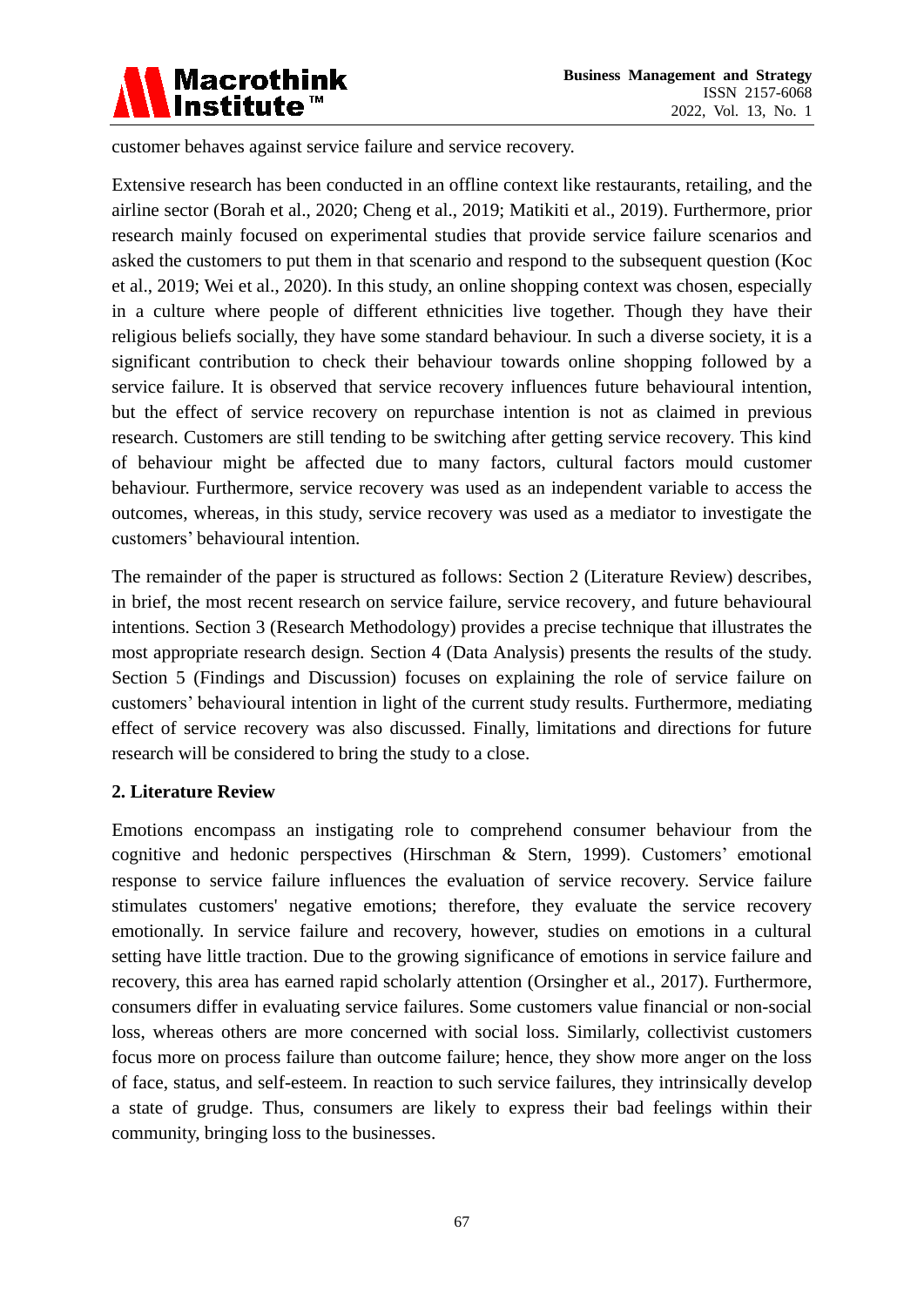customer behaves against service failure and service recovery.

Extensive research has been conducted in an offline context like restaurants, retailing, and the airline sector (Borah et al., 2020; Cheng et al., 2019; Matikiti et al., 2019). Furthermore, prior research mainly focused on experimental studies that provide service failure scenarios and asked the customers to put them in that scenario and respond to the subsequent question (Koc et al., 2019; Wei et al., 2020). In this study, an online shopping context was chosen, especially in a culture where people of different ethnicities live together. Though they have their religious beliefs socially, they have some standard behaviour. In such a diverse society, it is a significant contribution to check their behaviour towards online shopping followed by a service failure. It is observed that service recovery influences future behavioural intention, but the effect of service recovery on repurchase intention is not as claimed in previous research. Customers are still tending to be switching after getting service recovery. This kind of behaviour might be affected due to many factors, cultural factors mould customer behaviour. Furthermore, service recovery was used as an independent variable to access the outcomes, whereas, in this study, service recovery was used as a mediator to investigate the customers' behavioural intention.

The remainder of the paper is structured as follows: Section 2 (Literature Review) describes, in brief, the most recent research on service failure, service recovery, and future behavioural intentions. Section 3 (Research Methodology) provides a precise technique that illustrates the most appropriate research design. Section 4 (Data Analysis) presents the results of the study. Section 5 (Findings and Discussion) focuses on explaining the role of service failure on customers' behavioural intention in light of the current study results. Furthermore, mediating effect of service recovery was also discussed. Finally, limitations and directions for future research will be considered to bring the study to a close.

## 2. Literature Review

Emotions encompass an instigating role to comprehend consumer behaviour from the cognitive and hedonic perspectives (Hirschman & Stern, 1999). Customers' emotional response to service failure influences the evaluation of service recovery. Service failure stimulates customers' negative emotions; therefore, they evaluate the service recovery emotionally. In service failure and recovery, however, studies on emotions in a cultural setting have little traction. Due to the growing significance of emotions in service failure and recovery, this area has earned rapid scholarly attention (Orsingher et al., 2017). Furthermore, consumers differ in evaluating service failures. Some customers value financial or non-social loss, whereas others are more concerned with social loss. Similarly, collectivist customers focus more on process failure than outcome failure; hence, they show more anger on the loss of face, status, and self-esteem. In reaction to such service failures, they intrinsically develop a state of grudge. Thus, consumers are likely to express their bad feelings within their community, bringing loss to the businesses.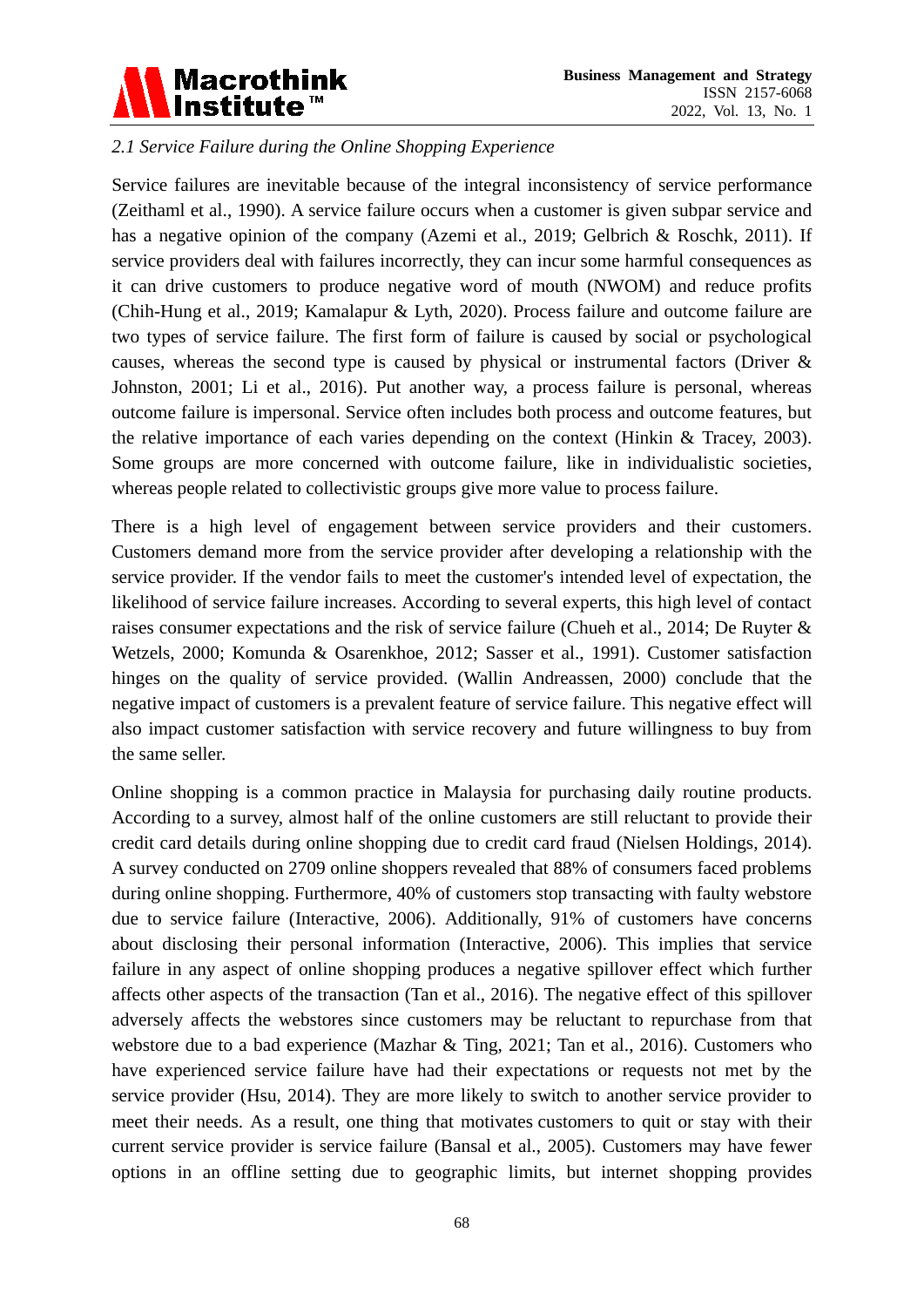### *2.1 Service Failure during the Online Shopping Experience*

Service failures are inevitable because of the integral inconsistency of service performance (Zeithaml et al., 1990). A service failure occurs when a customer is given subpar service and has a negative opinion of the company (Azemi et al., 2019; Gelbrich & Roschk, 2011). If service providers deal with failures incorrectly, they can incur some harmful consequences as it can drive customers to produce negative word of mouth (NWOM) and reduce profits (Chih-Hung et al., 2019; Kamalapur & Lyth, 2020). Process failure and outcome failure are two types of service failure. The first form of failure is caused by social or psychological causes, whereas the second type is caused by physical or instrumental factors (Driver & Johnston, 2001; Li et al., 2016). Put another way, a process failure is personal, whereas outcome failure is impersonal. Service often includes both process and outcome features, but the relative importance of each varies depending on the context (Hinkin & Tracey, 2003). Some groups are more concerned with outcome failure, like in individualistic societies, whereas people related to collectivistic groups give more value to process failure.

There is a high level of engagement between service providers and their customers. Customers demand more from the service provider after developing a relationship with the service provider. If the vendor fails to meet the customer's intended level of expectation, the likelihood of service failure increases. According to several experts, this high level of contact raises consumer expectations and the risk of service failure (Chueh et al., 2014; De Ruyter & Wetzels, 2000; Komunda & Osarenkhoe, 2012; Sasser et al., 1991). Customer satisfaction hinges on the quality of service provided. (Wallin Andreassen, 2000) conclude that the negative impact of customers is a prevalent feature of service failure. This negative effect will also impact customer satisfaction with service recovery and future willingness to buy from the same seller.

Online shopping is a common practice in Malaysia for purchasing daily routine products. According to a survey, almost half of the online customers are still reluctant to provide their credit card details during online shopping due to credit card fraud (Nielsen Holdings, 2014). A survey conducted on 2709 online shoppers revealed that 88% of consumers faced problems during online shopping. Furthermore, 40% of customers stop transacting with faulty webstore due to service failure (Interactive, 2006). Additionally, 91% of customers have concerns about disclosing their personal information (Interactive, 2006). This implies that service failure in any aspect of online shopping produces a negative spillover effect which further affects other aspects of the transaction (Tan et al., 2016). The negative effect of this spillover adversely affects the webstores since customers may be reluctant to repurchase from that webstore due to a bad experience (Mazhar & Ting, 2021; Tan et al., 2016). Customers who have experienced service failure have had their expectations or requests not met by the service provider (Hsu, 2014). They are more likely to switch to another service provider to meet their needs. As a result, one thing that motivates customers to quit or stay with their current service provider is service failure (Bansal et al., 2005). Customers may have fewer options in an offline setting due to geographic limits, but internet shopping provides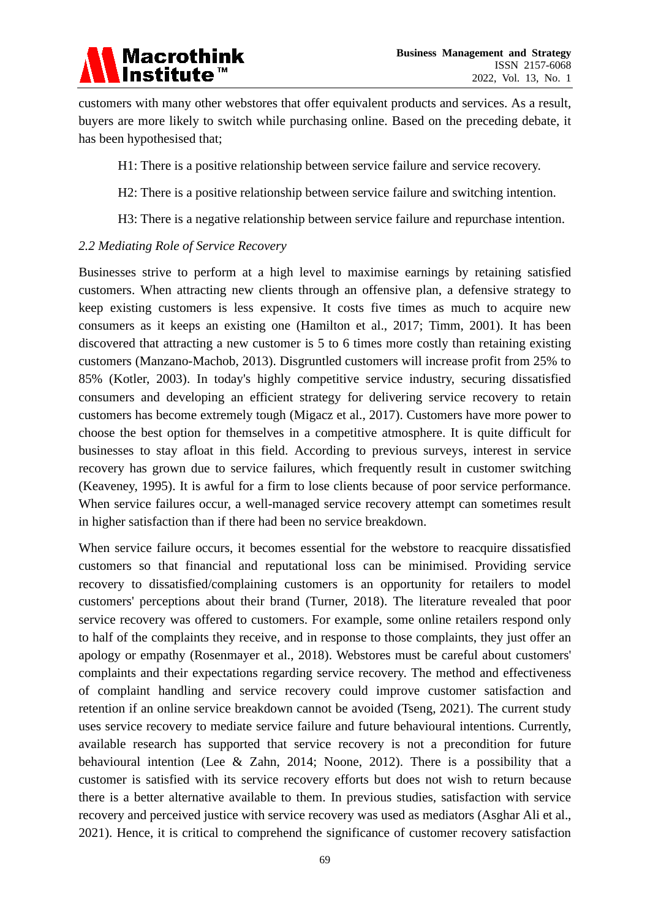customers with many other webstores that offer equivalent products and services. As a result, buyers are more likely to switch while purchasing online. Based on the preceding debate, it has been hypothesised that;

H1: There is a positive relationship between service failure and service recovery.

H2: There is a positive relationship between service failure and switching intention.

H3: There is a negative relationship between service failure and repurchase intention.

### *2.2 Mediating Role of Service Recovery*

Businesses strive to perform at a high level to maximise earnings by retaining satisfied customers. When attracting new clients through an offensive plan, a defensive strategy to keep existing customers is less expensive. It costs five times as much to acquire new consumers as it keeps an existing one (Hamilton et al., 2017; Timm, 2001). It has been discovered that attracting a new customer is 5 to 6 times more costly than retaining existing customers (Manzano-Machob, 2013). Disgruntled customers will increase profit from 25% to 85% (Kotler, 2003). In today's highly competitive service industry, securing dissatisfied consumers and developing an efficient strategy for delivering service recovery to retain customers has become extremely tough (Migacz et al., 2017). Customers have more power to choose the best option for themselves in a competitive atmosphere. It is quite difficult for businesses to stay afloat in this field. According to previous surveys, interest in service recovery has grown due to service failures, which frequently result in customer switching (Keaveney, 1995). It is awful for a firm to lose clients because of poor service performance. When service failures occur, a well-managed service recovery attempt can sometimes result in higher satisfaction than if there had been no service breakdown.

When service failure occurs, it becomes essential for the webstore to reacquire dissatisfied customers so that financial and reputational loss can be minimised. Providing service recovery to dissatisfied/complaining customers is an opportunity for retailers to model customers' perceptions about their brand (Turner, 2018). The literature revealed that poor service recovery was offered to customers. For example, some online retailers respond only to half of the complaints they receive, and in response to those complaints, they just offer an apology or empathy (Rosenmayer et al., 2018). Webstores must be careful about customers' complaints and their expectations regarding service recovery. The method and effectiveness of complaint handling and service recovery could improve customer satisfaction and retention if an online service breakdown cannot be avoided (Tseng, 2021). The current study uses service recovery to mediate service failure and future behavioural intentions. Currently, available research has supported that service recovery is not a precondition for future behavioural intention (Lee & Zahn, 2014; Noone, 2012). There is a possibility that a customer is satisfied with its service recovery efforts but does not wish to return because there is a better alternative available to them. In previous studies, satisfaction with service recovery and perceived justice with service recovery was used as mediators (Asghar Ali et al., 2021). Hence, it is critical to comprehend the significance of customer recovery satisfaction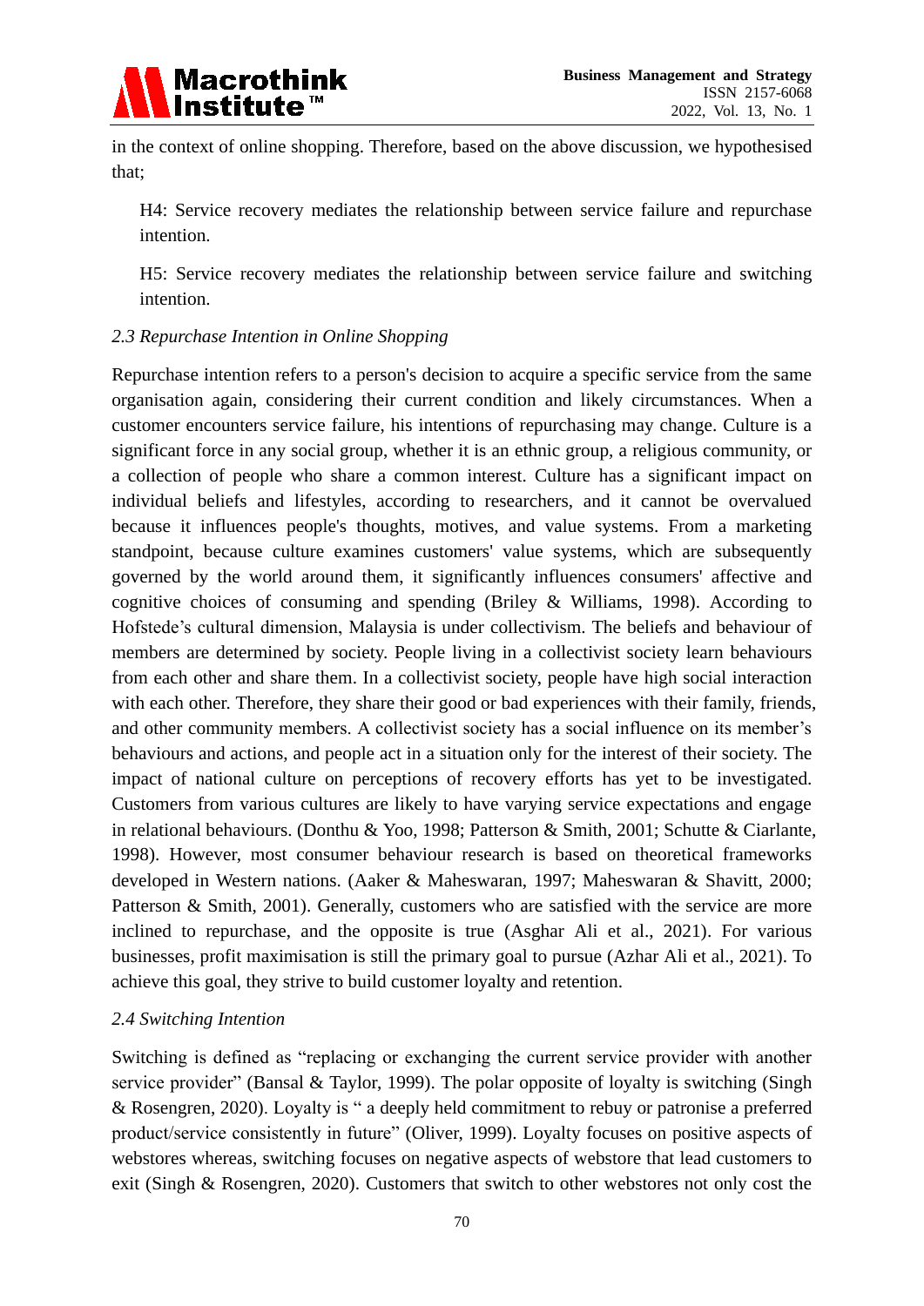in the context of online shopping. Therefore, based on the above discussion, we hypothesised that;

H4: Service recovery mediates the relationship between service failure and repurchase intention.

H5: Service recovery mediates the relationship between service failure and switching intention.

### *2.3 Repurchase Intention in Online Shopping*

Repurchase intention refers to a person's decision to acquire a specific service from the same organisation again, considering their current condition and likely circumstances. When a customer encounters service failure, his intentions of repurchasing may change. Culture is a significant force in any social group, whether it is an ethnic group, a religious community, or a collection of people who share a common interest. Culture has a significant impact on individual beliefs and lifestyles, according to researchers, and it cannot be overvalued because it influences people's thoughts, motives, and value systems. From a marketing standpoint, because culture examines customers' value systems, which are subsequently governed by the world around them, it significantly influences consumers' affective and cognitive choices of consuming and spending (Briley & Williams, 1998). According to Hofstede's cultural dimension, Malaysia is under collectivism. The beliefs and behaviour of members are determined by society. People living in a collectivist society learn behaviours from each other and share them. In a collectivist society, people have high social interaction with each other. Therefore, they share their good or bad experiences with their family, friends, and other community members. A collectivist society has a social influence on its member's behaviours and actions, and people act in a situation only for the interest of their society. The impact of national culture on perceptions of recovery efforts has yet to be investigated. Customers from various cultures are likely to have varying service expectations and engage in relational behaviours. (Donthu & Yoo, 1998; Patterson & Smith, 2001; Schutte & Ciarlante, 1998). However, most consumer behaviour research is based on theoretical frameworks developed in Western nations. (Aaker & Maheswaran, 1997; Maheswaran & Shavitt, 2000; Patterson & Smith, 2001). Generally, customers who are satisfied with the service are more inclined to repurchase, and the opposite is true (Asghar Ali et al., 2021). For various businesses, profit maximisation is still the primary goal to pursue (Azhar Ali et al., 2021). To achieve this goal, they strive to build customer loyalty and retention.

### *2.4 Switching Intention*

Switching is defined as "replacing or exchanging the current service provider with another service provider" (Bansal & Taylor, 1999). The polar opposite of loyalty is switching (Singh & Rosengren, 2020). Loyalty is " a deeply held commitment to rebuy or patronise a preferred product/service consistently in future" (Oliver, 1999). Loyalty focuses on positive aspects of webstores whereas, switching focuses on negative aspects of webstore that lead customers to exit (Singh & Rosengren, 2020). Customers that switch to other webstores not only cost the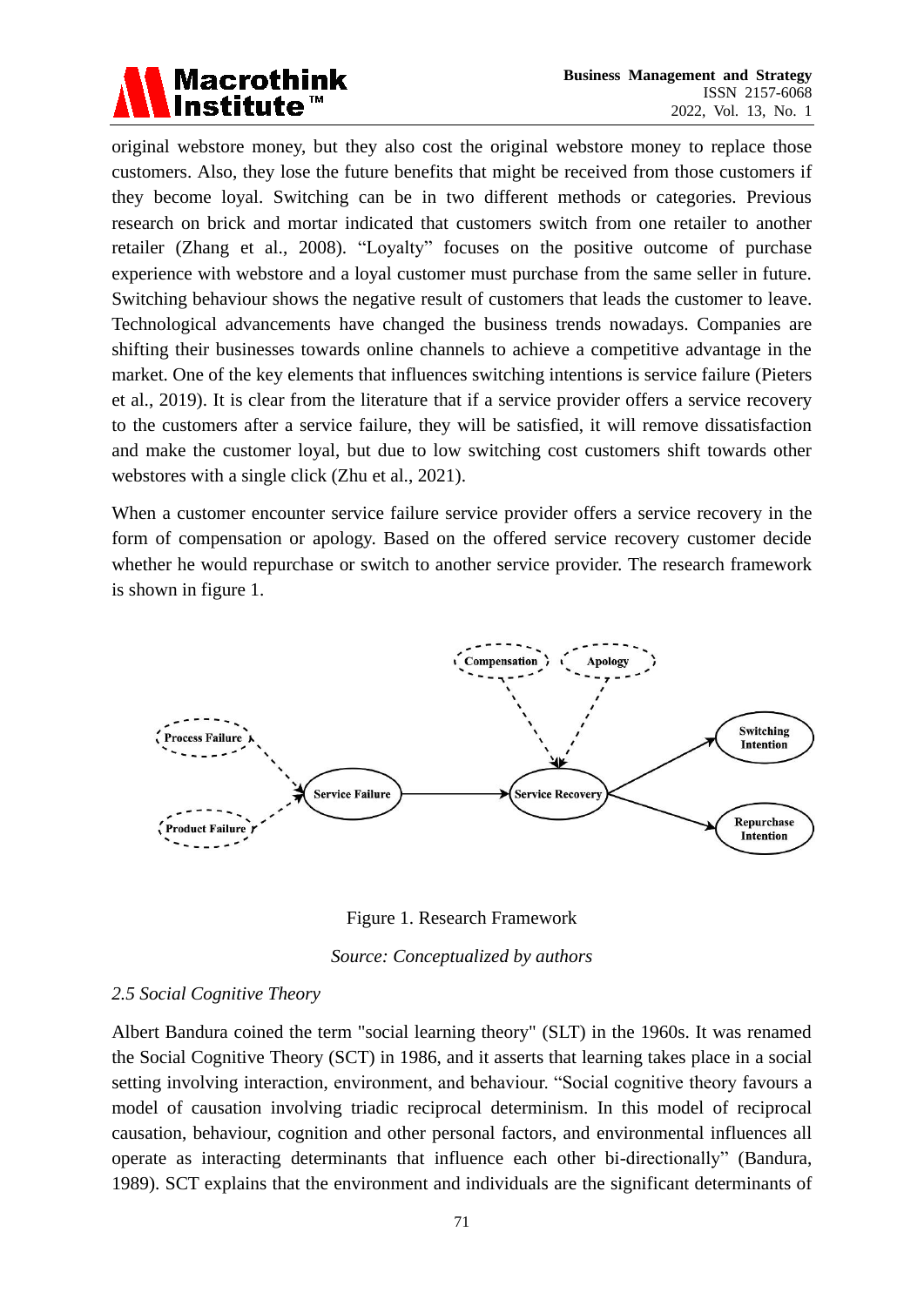original webstore money, but they also cost the original webstore money to replace those customers. Also, they lose the future benefits that might be received from those customers if they become loyal. Switching can be in two different methods or categories. Previous research on brick and mortar indicated that customers switch from one retailer to another retailer (Zhang et al., 2008). "Loyalty" focuses on the positive outcome of purchase experience with webstore and a loyal customer must purchase from the same seller in future. Switching behaviour shows the negative result of customers that leads the customer to leave. Technological advancements have changed the business trends nowadays. Companies are shifting their businesses towards online channels to achieve a competitive advantage in the market. One of the key elements that influences switching intentions is service failure (Pieters et al., 2019). It is clear from the literature that if a service provider offers a service recovery to the customers after a service failure, they will be satisfied, it will remove dissatisfaction and make the customer loyal, but due to low switching cost customers shift towards other webstores with a single click (Zhu et al., 2021).

When a customer encounter service failure service provider offers a service recovery in the form of compensation or apology. Based on the offered service recovery customer decide whether he would repurchase or switch to another service provider. The research framework is shown in figure 1.

Figure 1. Research Framework

*Source: Conceptualized by authors*

### *2.5 Social Cognitive Theory*

Albert Bandura coined the term "social learning theory" (SLT) in the 1960s. It was renamed the Social Cognitive Theory (SCT) in 1986, and it asserts that learning takes place in a social setting involving interaction, environment, and behaviour. "Social cognitive theory favours a model of causation involving triadic reciprocal determinism. In this model of reciprocal causation, behaviour, cognition and other personal factors, and environmental influences all operate as interacting determinants that influence each other bi-directionally" (Bandura, 1989). SCT explains that the environment and individuals are the significant determinants of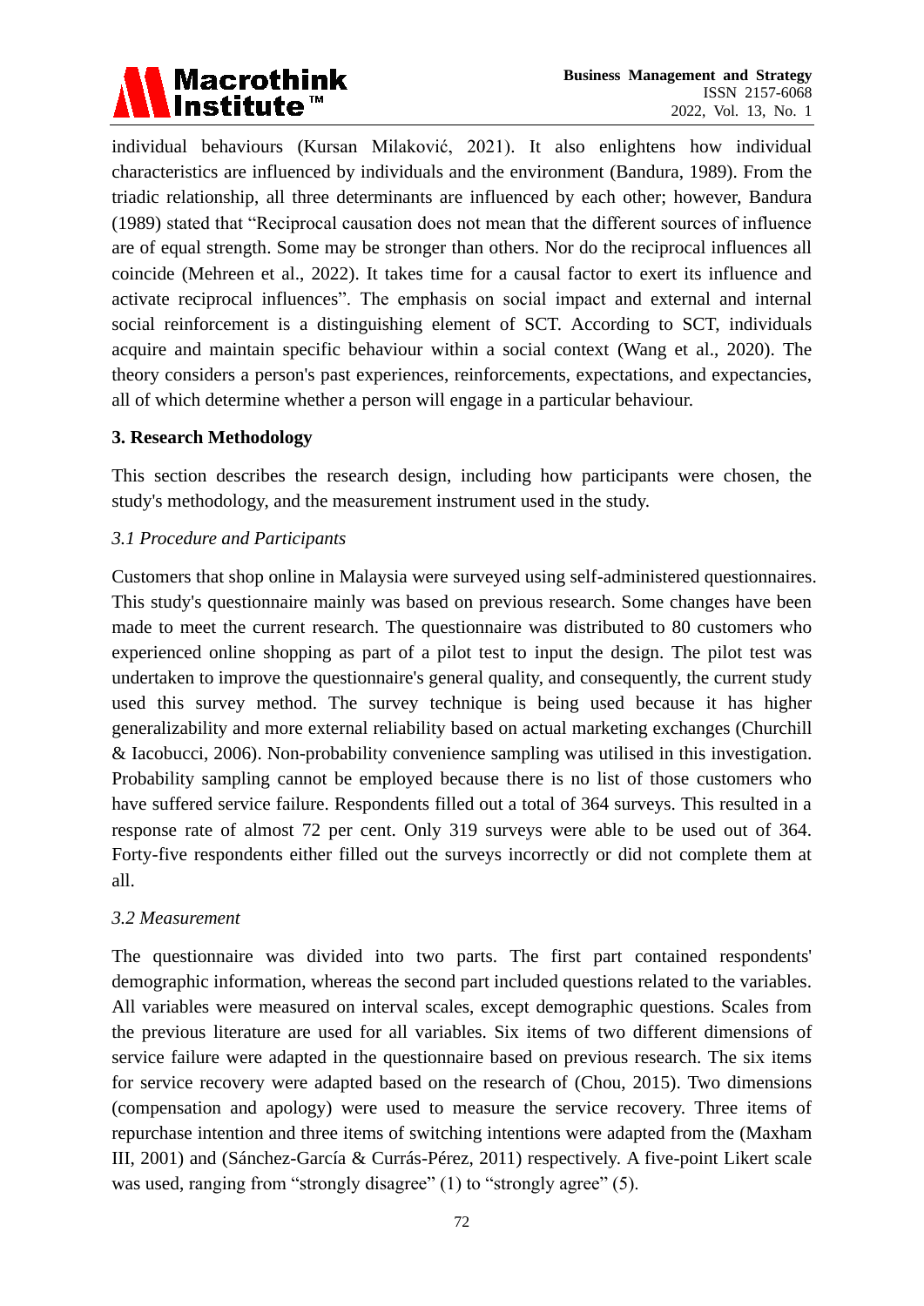individual behaviours (Kursan Milaković, 2021). It also enlightens how individual characteristics are influenced by individuals and the environment (Bandura, 1989). From the triadic relationship, all three determinants are influenced by each other; however, Bandura (1989) stated that "Reciprocal causation does not mean that the different sources of influence are of equal strength. Some may be stronger than others. Nor do the reciprocal influences all coincide (Mehreen et al., 2022). It takes time for a causal factor to exert its influence and activate reciprocal influences". The emphasis on social impact and external and internal social reinforcement is a distinguishing element of SCT. According to SCT, individuals acquire and maintain specific behaviour within a social context (Wang et al., 2020). The theory considers a person's past experiences, reinforcements, expectations, and expectancies, all of which determine whether a person will engage in a particular behaviour.

## 3. Research Methodology

This section describes the research design, including how participants were chosen, the study's methodology, and the measurement instrument used in the study.

### *3.1 Procedure and Participants*

Customers that shop online in Malaysia were surveyed using self-administered questionnaires. This study's questionnaire mainly was based on previous research. Some changes have been made to meet the current research. The questionnaire was distributed to 80 customers who experienced online shopping as part of a pilot test to input the design. The pilot test was undertaken to improve the questionnaire's general quality, and consequently, the current study used this survey method. The survey technique is being used because it has higher generalizability and more external reliability based on actual marketing exchanges (Churchill & Iacobucci, 2006). Non-probability convenience sampling was utilised in this investigation. Probability sampling cannot be employed because there is no list of those customers who have suffered service failure. Respondents filled out a total of 364 surveys. This resulted in a response rate of almost 72 per cent. Only 319 surveys were able to be used out of 364. Forty-five respondents either filled out the surveys incorrectly or did not complete them at all.

### *3.2 Measurement*

The questionnaire was divided into two parts. The first part contained respondents' demographic information, whereas the second part included questions related to the variables. All variables were measured on interval scales, except demographic questions. Scales from the previous literature are used for all variables. Six items of two different dimensions of service failure were adapted in the questionnaire based on previous research. The six items for service recovery were adapted based on the research of (Chou, 2015). Two dimensions (compensation and apology) were used to measure the service recovery. Three items of repurchase intention and three items of switching intentions were adapted from the (Maxham III, 2001) and (Sánchez-García & Currás-Pérez, 2011) respectively. A five-point Likert scale was used, ranging from "strongly disagree" (1) to "strongly agree" (5).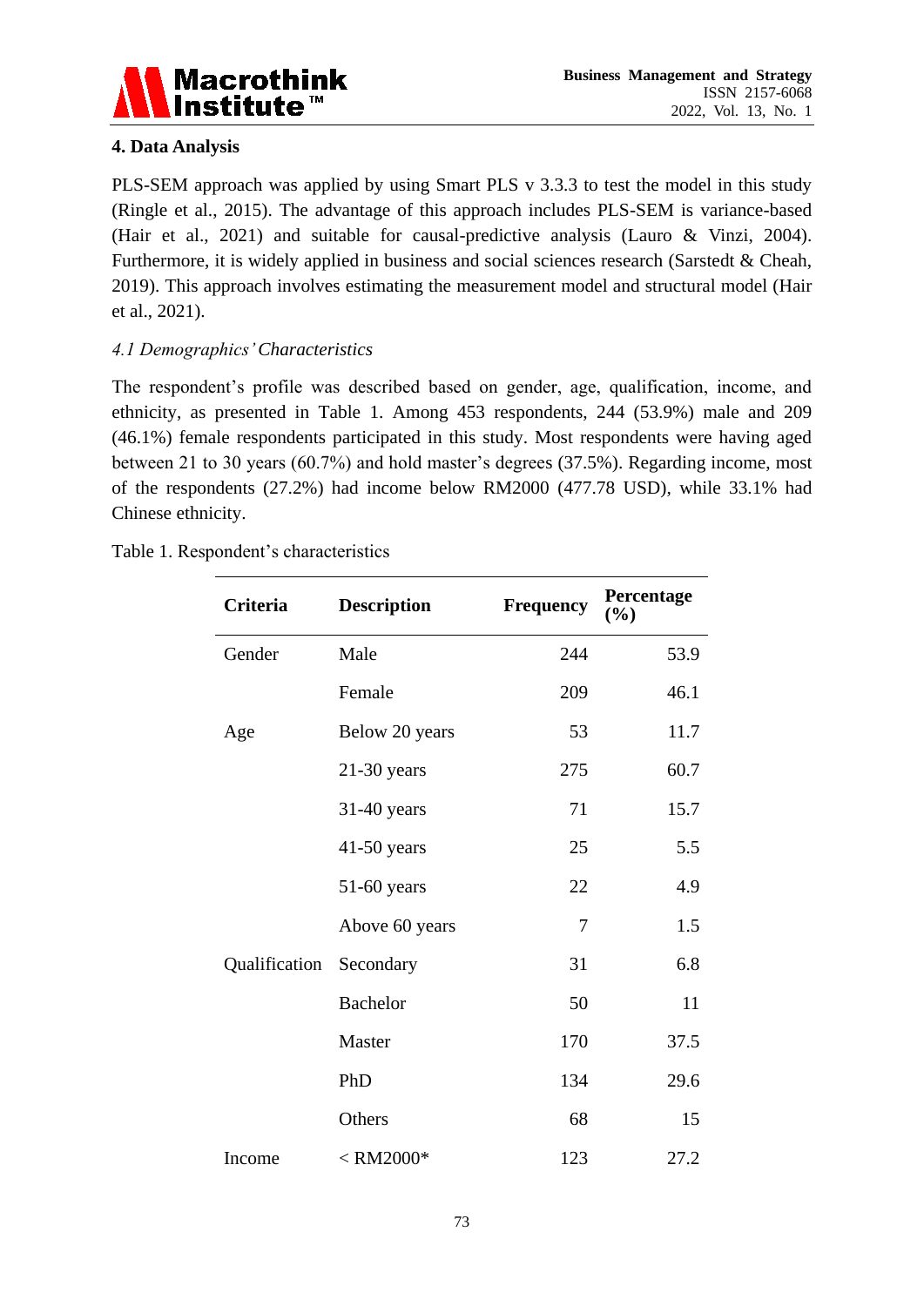## 4. Data Analysis

PLS-SEM approach was applied by using Smart PLS v 3.3.3 to test the model in this study (Ringle et al., 2015). The advantage of this approach includes PLS-SEM is variance-based (Hair et al., 2021) and suitable for causal-predictive analysis (Lauro & Vinzi, 2004). Furthermore, it is widely applied in business and social sciences research (Sarstedt & Cheah, 2019). This approach involves estimating the measurement model and structural model (Hair et al., 2021).

### *4.1 Demographics' Characteristics*

The respondent's profile was described based on gender, age, qualification, income, and ethnicity, as presented in Table 1. Among 453 respondents, 244 (53.9%) male and 209 (46.1%) female respondents participated in this study. Most respondents were having aged between 21 to 30 years (60.7%) and hold master's degrees (37.5%). Regarding income, most of the respondents (27.2%) had income below RM2000 (477.78 USD), while 33.1% had Chinese ethnicity.

Table 1. Respondent's characteristics

| Criteria | Description | Frequency | Percentage (%) |
|---|---|---|---|
| Gender | Male | 244 | 53.9 |
| | Female | 209 | 46.1 |
| Age | Below 20 years | 53 | 11.7 |
| | 21-30 years | 275 | 60.7 |
| | 31-40 years | 71 | 15.7 |
| | 41-50 years | 25 | 5.5 |
| | 51-60 years | 22 | 4.9 |
| | Above 60 years | 7 | 1.5 |
| Qualification | Secondary | 31 | 6.8 |
| | Bachelor | 50 | 11 |
| | Master | 170 | 37.5 |
| | PhD | 134 | 29.6 |
| | Others | 68 | 15 |
| Income | < RM2000* | 123 | 27.2 |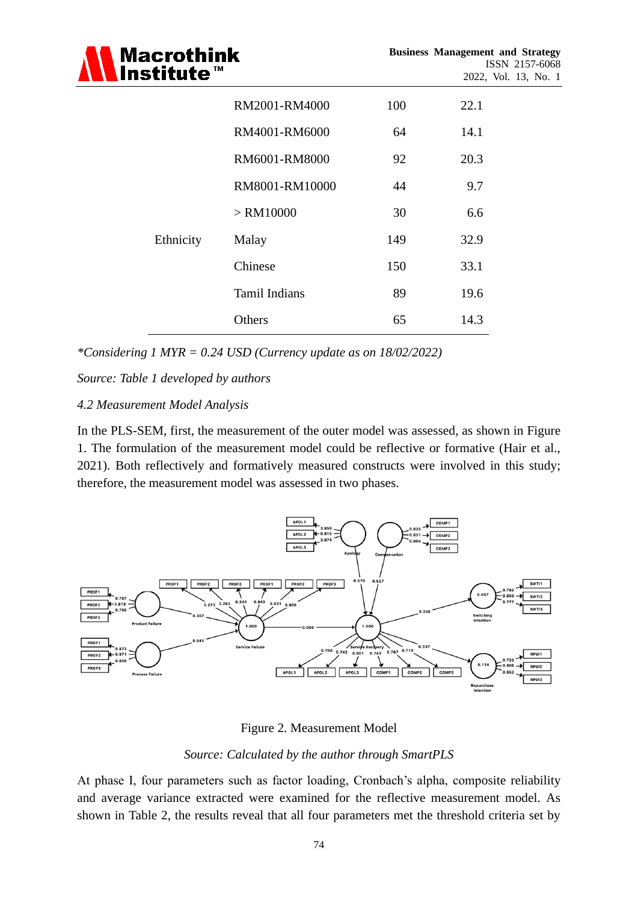| | RM2001-RM4000 | 100 | 22.1 |
|---|---|---|---|
| | RM4001-RM6000 | 64 | 14.1 |
| | RM6001-RM8000 | 92 | 20.3 |
| | RM8001-RM10000 | 44 | 9.7 |
| | > RM10000 | 30 | 6.6 |
| Ethnicity | Malay | 149 | 32.9 |
| | Chinese | 150 | 33.1 |
| | Tamil Indians | 89 | 19.6 |
| | Others | 65 | 14.3 |

*\*Considering 1 MYR = 0.24 USD (Currency update as on 18/02/2022)*

*Source: Table 1 developed by authors*

### *4.2 Measurement Model Analysis*

In the PLS-SEM, first, the measurement of the outer model was assessed, as shown in Figure 1. The formulation of the measurement model could be reflective or formative (Hair et al., 2021). Both reflectively and formatively measured constructs were involved in this study; therefore, the measurement model was assessed in two phases.

Figure 2. Measurement Model

*Source: Calculated by the author through SmartPLS*

At phase I, four parameters such as factor loading, Cronbach's alpha, composite reliability and average variance extracted were examined for the reflective measurement model. As shown in Table 2, the results reveal that all four parameters met the threshold criteria set by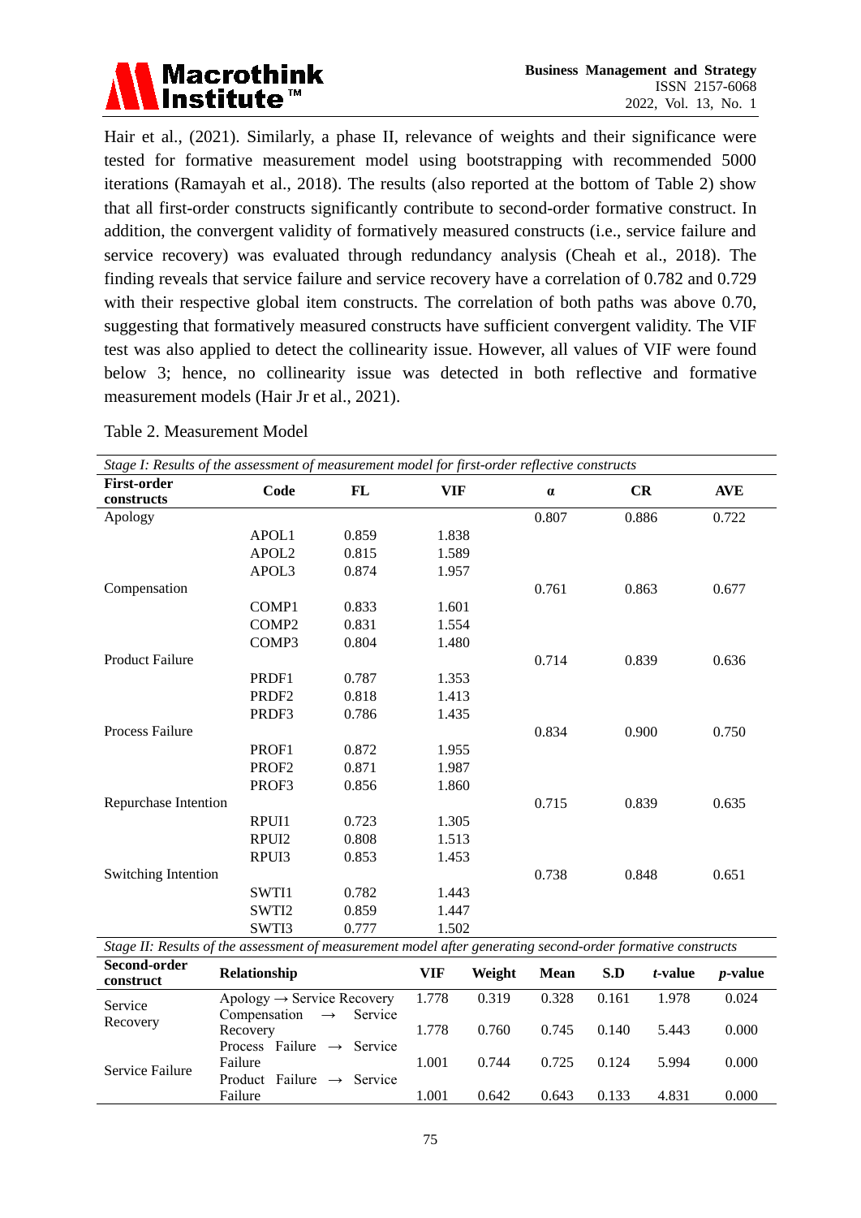Hair et al., (2021). Similarly, a phase II, relevance of weights and their significance were tested for formative measurement model using bootstrapping with recommended 5000 iterations (Ramayah et al., 2018). The results (also reported at the bottom of Table 2) show that all first-order constructs significantly contribute to second-order formative construct. In addition, the convergent validity of formatively measured constructs (i.e., service failure and service recovery) was evaluated through redundancy analysis (Cheah et al., 2018). The finding reveals that service failure and service recovery have a correlation of 0.782 and 0.729 with their respective global item constructs. The correlation of both paths was above 0.70, suggesting that formatively measured constructs have sufficient convergent validity. The VIF test was also applied to detect the collinearity issue. However, all values of VIF were found below 3; hence, no collinearity issue was detected in both reflective and formative measurement models (Hair Jr et al., 2021).

Table 2. Measurement Model

*Stage I: Results of the assessment of measurement model for first-order reflective constructs*

| First-order constructs | Code | FL | VIF | α | CR | AVE |
|---|---|---|---|---|---|---|
| Apology | | | | 0.807 | 0.886 | 0.722 |
| | APOL1 | 0.859 | 1.838 | | | |
| | APOL2 | 0.815 | 1.589 | | | |
| | APOL3 | 0.874 | 1.957 | | | |
| Compensation | | | | 0.761 | 0.863 | 0.677 |
| | COMP1 | 0.833 | 1.601 | | | |
| | COMP2 | 0.831 | 1.554 | | | |
| | COMP3 | 0.804 | 1.480 | | | |
| Product Failure | | | | 0.714 | 0.839 | 0.636 |
| | PRDF1 | 0.787 | 1.353 | | | |
| | PRDF2 | 0.818 | 1.413 | | | |
| | PRDF3 | 0.786 | 1.435 | | | |
| Process Failure | | | | 0.834 | 0.900 | 0.750 |
| | PROF1 | 0.872 | 1.955 | | | |
| | PROF2 | 0.871 | 1.987 | | | |
| | PROF3 | 0.856 | 1.860 | | | |
| Repurchase Intention | | | | 0.715 | 0.839 | 0.635 |
| | RPUI1 | 0.723 | 1.305 | | | |
| | RPUI2 | 0.808 | 1.513 | | | |
| | RPUI3 | 0.853 | 1.453 | | | |
| Switching Intention | | | | 0.738 | 0.848 | 0.651 |
| | SWTI1 | 0.782 | 1.443 | | | |
| | SWTI2 | 0.859 | 1.447 | | | |
| | SWTI3 | 0.777 | 1.502 | | | |

*Stage II: Results of the assessment of measurement model after generating second-order formative constructs*

| Second-order construct | Relationship | VIF | Weight | Mean | S.D | *t*-value | *p*-value |
|---|---|---|---|---|---|---|---|
| Service Recovery | Apology → Service Recovery | 1.778 | 0.319 | 0.328 | 0.161 | 1.978 | 0.024 |
| | Compensation → Service Recovery | 1.778 | 0.760 | 0.745 | 0.140 | 5.443 | 0.000 |
| Service Failure | Process Failure → Service Failure | 1.001 | 0.744 | 0.725 | 0.124 | 5.994 | 0.000 |
| | Product Failure → Service Failure | 1.001 | 0.642 | 0.643 | 0.133 | 4.831 | 0.000 |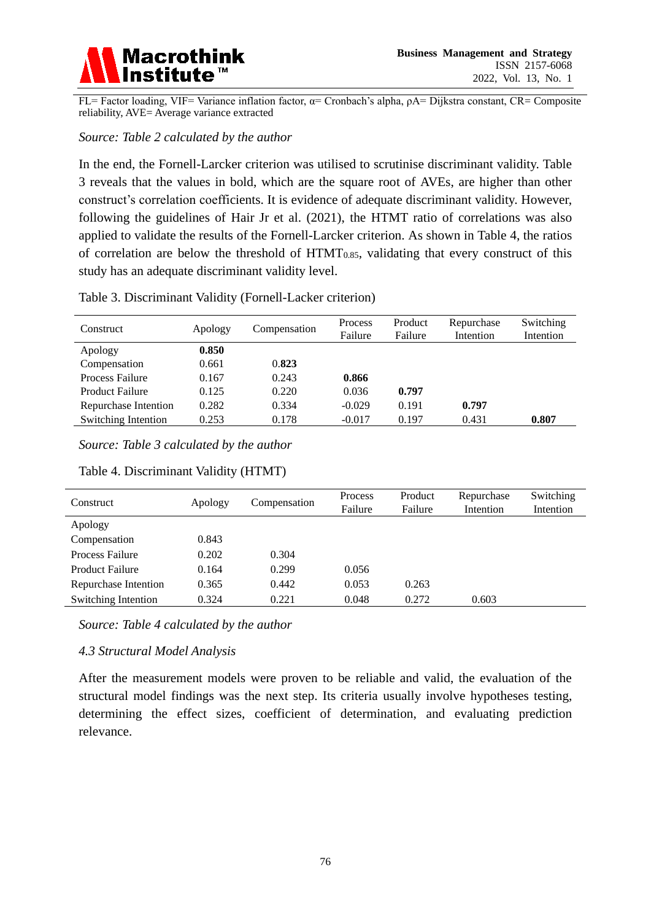FL= Factor loading, VIF= Variance inflation factor, α= Cronbach's alpha, ρA= Dijkstra constant, CR= Composite reliability, AVE= Average variance extracted

*Source: Table 2 calculated by the author*

In the end, the Fornell-Larcker criterion was utilised to scrutinise discriminant validity. Table 3 reveals that the values in bold, which are the square root of AVEs, are higher than other construct's correlation coefficients. It is evidence of adequate discriminant validity. However, following the guidelines of Hair Jr et al. (2021), the HTMT ratio of correlations was also applied to validate the results of the Fornell-Larcker criterion. As shown in Table 4, the ratios of correlation are below the threshold of $HTMT_{0.85}$, validating that every construct of this study has an adequate discriminant validity level.

Table 3. Discriminant Validity (Fornell-Lacker criterion)

| Construct | Apology | Compensation | Process Failure | Product Failure | Repurchase Intention | Switching Intention |
|---|---|---|---|---|---|---|
| Apology | **0.850** | | | | | |
| Compensation | 0.661 | **0.823** | | | | |
| Process Failure | 0.167 | 0.243 | **0.866** | | | |
| Product Failure | 0.125 | 0.220 | 0.036 | **0.797** | | |
| Repurchase Intention | 0.282 | 0.334 | -0.029 | 0.191 | **0.797** | |
| Switching Intention | 0.253 | 0.178 | -0.017 | 0.197 | 0.431 | **0.807** |

*Source: Table 3 calculated by the author*

Table 4. Discriminant Validity (HTMT)

| Construct | Apology | Compensation | Process Failure | Product Failure | Repurchase Intention | Switching Intention |
|---|---|---|---|---|---|---|
| Apology | | | | | | |
| Compensation | 0.843 | | | | | |
| Process Failure | 0.202 | 0.304 | | | | |
| Product Failure | 0.164 | 0.299 | 0.056 | | | |
| Repurchase Intention | 0.365 | 0.442 | 0.053 | 0.263 | | |
| Switching Intention | 0.324 | 0.221 | 0.048 | 0.272 | 0.603 | |

*Source: Table 4 calculated by the author*

### *4.3 Structural Model Analysis*

After the measurement models were proven to be reliable and valid, the evaluation of the structural model findings was the next step. Its criteria usually involve hypotheses testing, determining the effect sizes, coefficient of determination, and evaluating prediction relevance.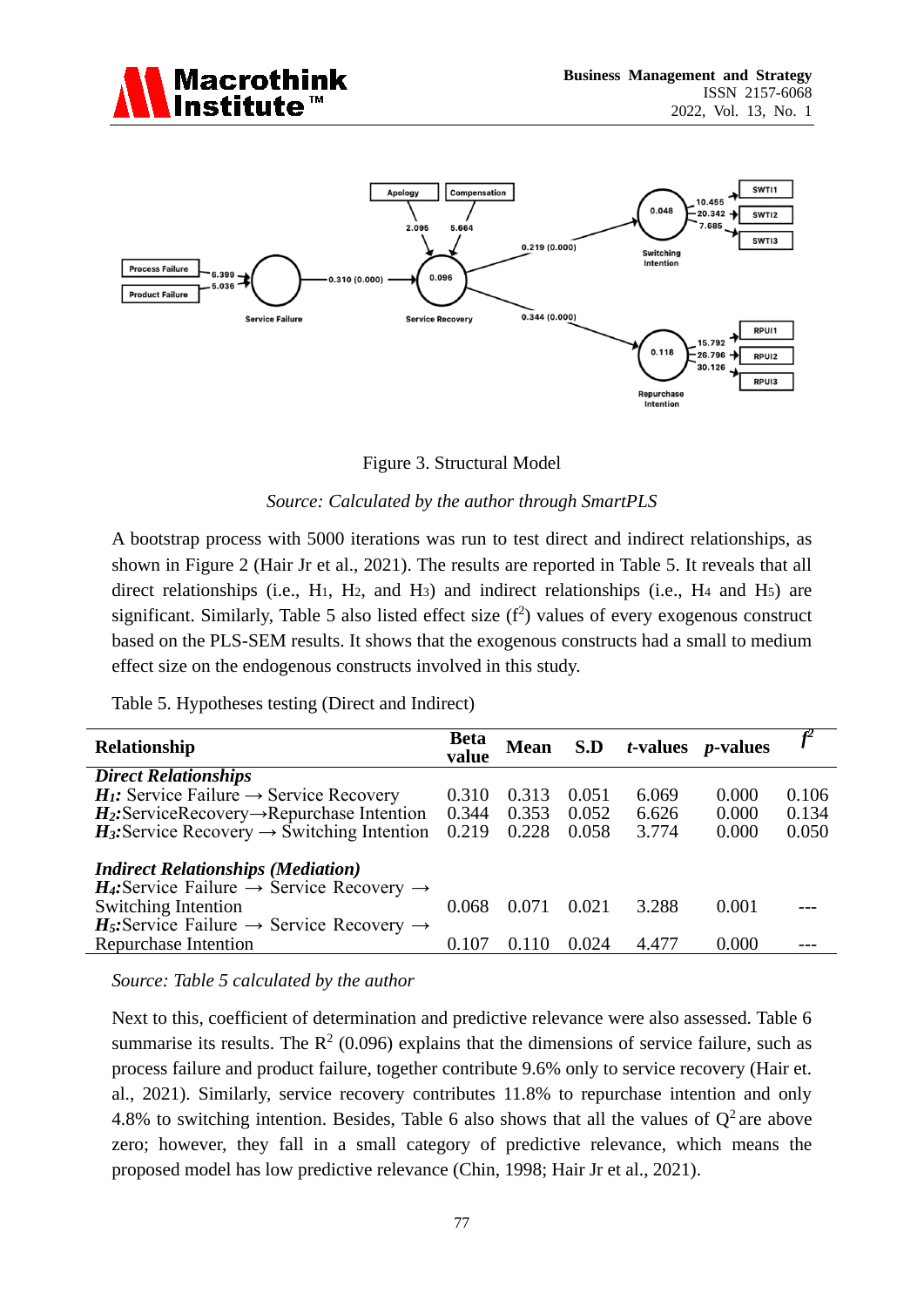Figure 3. Structural Model

*Source: Calculated by the author through SmartPLS*

A bootstrap process with 5000 iterations was run to test direct and indirect relationships, as shown in Figure 2 (Hair Jr et al., 2021). The results are reported in Table 5. It reveals that all direct relationships (i.e., $H_1$, $H_2$, and $H_3$) and indirect relationships (i.e., $H_4$ and $H_5$) are significant. Similarly, Table 5 also listed effect size ($f^2$) values of every exogenous construct based on the PLS-SEM results. It shows that the exogenous constructs had a small to medium effect size on the endogenous constructs involved in this study.

Table 5. Hypotheses testing (Direct and Indirect)

| Relationship | Beta value | Mean | S.D | *t*-values | *p*-values | $f^2$ |
|---|---|---|---|---|---|---|
| ***Direct Relationships*** | | | | | | |
| ***$H_1$:*** Service Failure → Service Recovery | 0.310 | 0.313 | 0.051 | 6.069 | 0.000 | 0.106 |
| ***$H_2$:*** ServiceRecovery→Repurchase Intention | 0.344 | 0.353 | 0.052 | 6.626 | 0.000 | 0.134 |
| ***$H_3$:*** Service Recovery → Switching Intention | 0.219 | 0.228 | 0.058 | 3.774 | 0.000 | 0.050 |
| ***Indirect Relationships (Mediation)*** | | | | | | |
| ***$H_4$:*** Service Failure → Service Recovery → Switching Intention | 0.068 | 0.071 | 0.021 | 3.288 | 0.001 | --- |
| ***$H_5$:*** Service Failure → Service Recovery → Repurchase Intention | 0.107 | 0.110 | 0.024 | 4.477 | 0.000 | --- |

*Source: Table 5 calculated by the author*

Next to this, coefficient of determination and predictive relevance were also assessed. Table 6 summarise its results. The $R^2$ (0.096) explains that the dimensions of service failure, such as process failure and product failure, together contribute 9.6% only to service recovery (Hair et. al., 2021). Similarly, service recovery contributes 11.8% to repurchase intention and only 4.8% to switching intention. Besides, Table 6 also shows that all the values of $Q^2$ are above zero; however, they fall in a small category of predictive relevance, which means the proposed model has low predictive relevance (Chin, 1998; Hair Jr et al., 2021).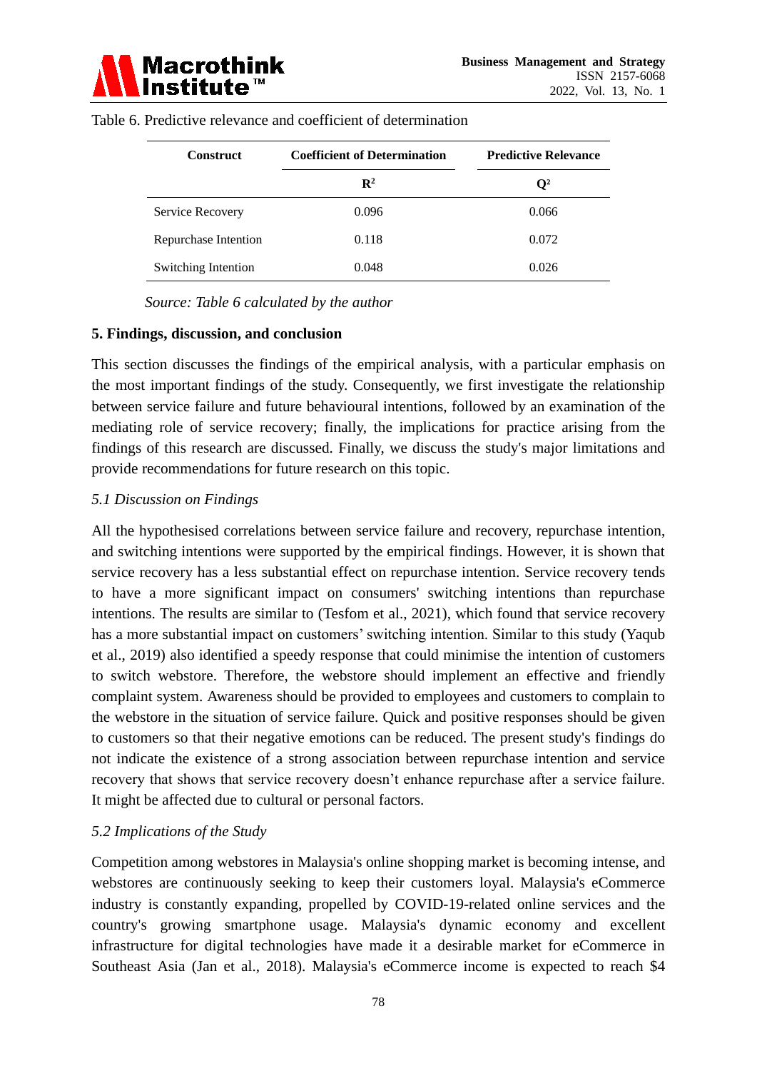Table 6. Predictive relevance and coefficient of determination

| Construct | Coefficient of Determination | Predictive Relevance |
|---|---|---|
| | $R^2$ | $Q^2$ |
| Service Recovery | 0.096 | 0.066 |
| Repurchase Intention | 0.118 | 0.072 |
| Switching Intention | 0.048 | 0.026 |

*Source: Table 6 calculated by the author*

## 5. Findings, discussion, and conclusion

This section discusses the findings of the empirical analysis, with a particular emphasis on the most important findings of the study. Consequently, we first investigate the relationship between service failure and future behavioural intentions, followed by an examination of the mediating role of service recovery; finally, the implications for practice arising from the findings of this research are discussed. Finally, we discuss the study's major limitations and provide recommendations for future research on this topic.

### *5.1 Discussion on Findings*

All the hypothesised correlations between service failure and recovery, repurchase intention, and switching intentions were supported by the empirical findings. However, it is shown that service recovery has a less substantial effect on repurchase intention. Service recovery tends to have a more significant impact on consumers' switching intentions than repurchase intentions. The results are similar to (Tesfom et al., 2021), which found that service recovery has a more substantial impact on customers' switching intention. Similar to this study (Yaqub et al., 2019) also identified a speedy response that could minimise the intention of customers to switch webstore. Therefore, the webstore should implement an effective and friendly complaint system. Awareness should be provided to employees and customers to complain to the webstore in the situation of service failure. Quick and positive responses should be given to customers so that their negative emotions can be reduced. The present study's findings do not indicate the existence of a strong association between repurchase intention and service recovery that shows that service recovery doesn't enhance repurchase after a service failure. It might be affected due to cultural or personal factors.

### *5.2 Implications of the Study*

Competition among webstores in Malaysia's online shopping market is becoming intense, and webstores are continuously seeking to keep their customers loyal. Malaysia's eCommerce industry is constantly expanding, propelled by COVID-19-related online services and the country's growing smartphone usage. Malaysia's dynamic economy and excellent infrastructure for digital technologies have made it a desirable market for eCommerce in Southeast Asia (Jan et al., 2018). Malaysia's eCommerce income is expected to reach $4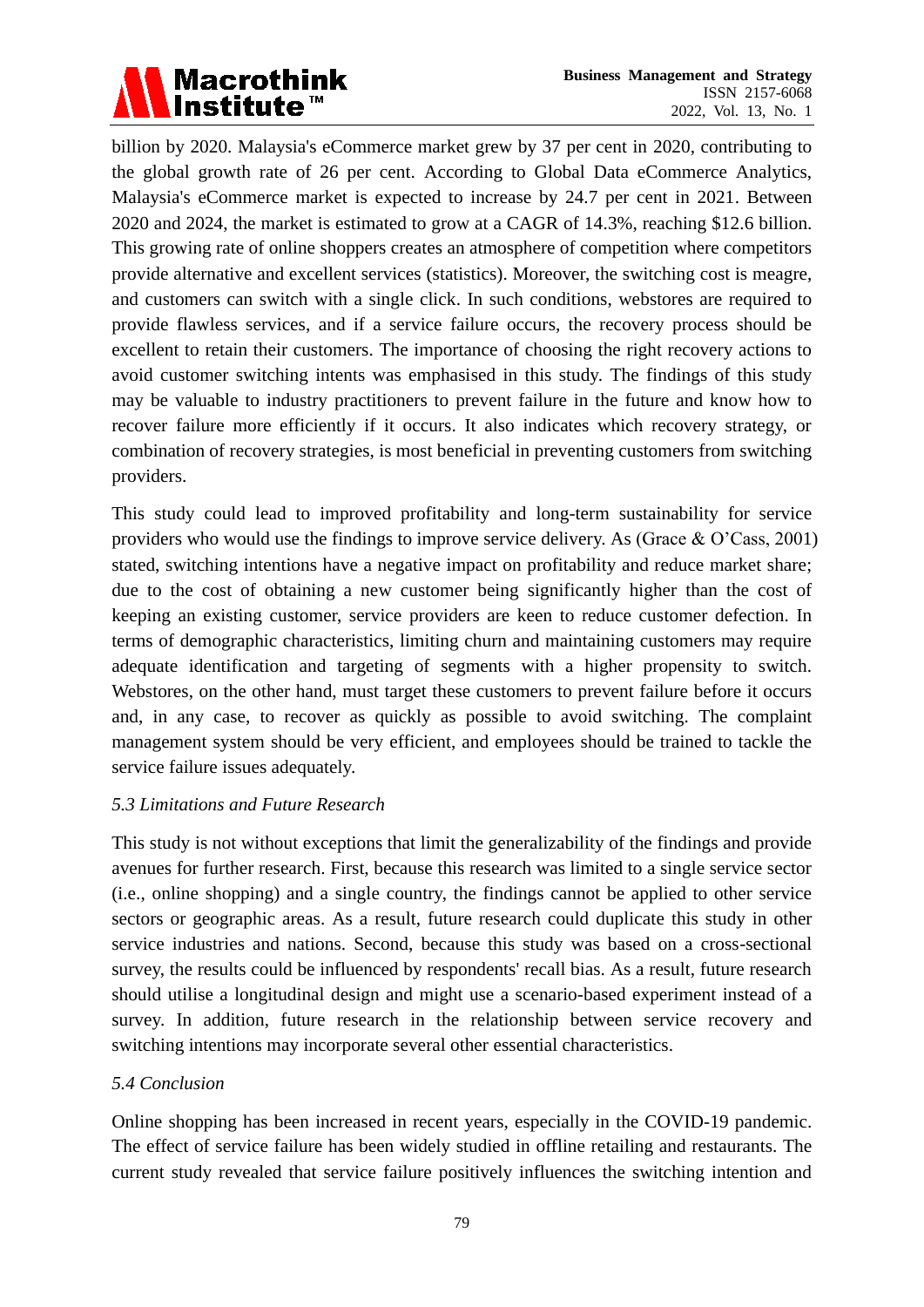billion by 2020. Malaysia's eCommerce market grew by 37 per cent in 2020, contributing to the global growth rate of 26 per cent. According to Global Data eCommerce Analytics, Malaysia's eCommerce market is expected to increase by 24.7 per cent in 2021. Between 2020 and 2024, the market is estimated to grow at a CAGR of 14.3%, reaching $12.6 billion. This growing rate of online shoppers creates an atmosphere of competition where competitors provide alternative and excellent services (statistics). Moreover, the switching cost is meagre, and customers can switch with a single click. In such conditions, webstores are required to provide flawless services, and if a service failure occurs, the recovery process should be excellent to retain their customers. The importance of choosing the right recovery actions to avoid customer switching intents was emphasised in this study. The findings of this study may be valuable to industry practitioners to prevent failure in the future and know how to recover failure more efficiently if it occurs. It also indicates which recovery strategy, or combination of recovery strategies, is most beneficial in preventing customers from switching providers.

This study could lead to improved profitability and long-term sustainability for service providers who would use the findings to improve service delivery. As (Grace & O'Cass, 2001) stated, switching intentions have a negative impact on profitability and reduce market share; due to the cost of obtaining a new customer being significantly higher than the cost of keeping an existing customer, service providers are keen to reduce customer defection. In terms of demographic characteristics, limiting churn and maintaining customers may require adequate identification and targeting of segments with a higher propensity to switch. Webstores, on the other hand, must target these customers to prevent failure before it occurs and, in any case, to recover as quickly as possible to avoid switching. The complaint management system should be very efficient, and employees should be trained to tackle the service failure issues adequately.

### *5.3 Limitations and Future Research*

This study is not without exceptions that limit the generalizability of the findings and provide avenues for further research. First, because this research was limited to a single service sector (i.e., online shopping) and a single country, the findings cannot be applied to other service sectors or geographic areas. As a result, future research could duplicate this study in other service industries and nations. Second, because this study was based on a cross-sectional survey, the results could be influenced by respondents' recall bias. As a result, future research should utilise a longitudinal design and might use a scenario-based experiment instead of a survey. In addition, future research in the relationship between service recovery and switching intentions may incorporate several other essential characteristics.

### *5.4 Conclusion*

Online shopping has been increased in recent years, especially in the COVID-19 pandemic. The effect of service failure has been widely studied in offline retailing and restaurants. The current study revealed that service failure positively influences the switching intention and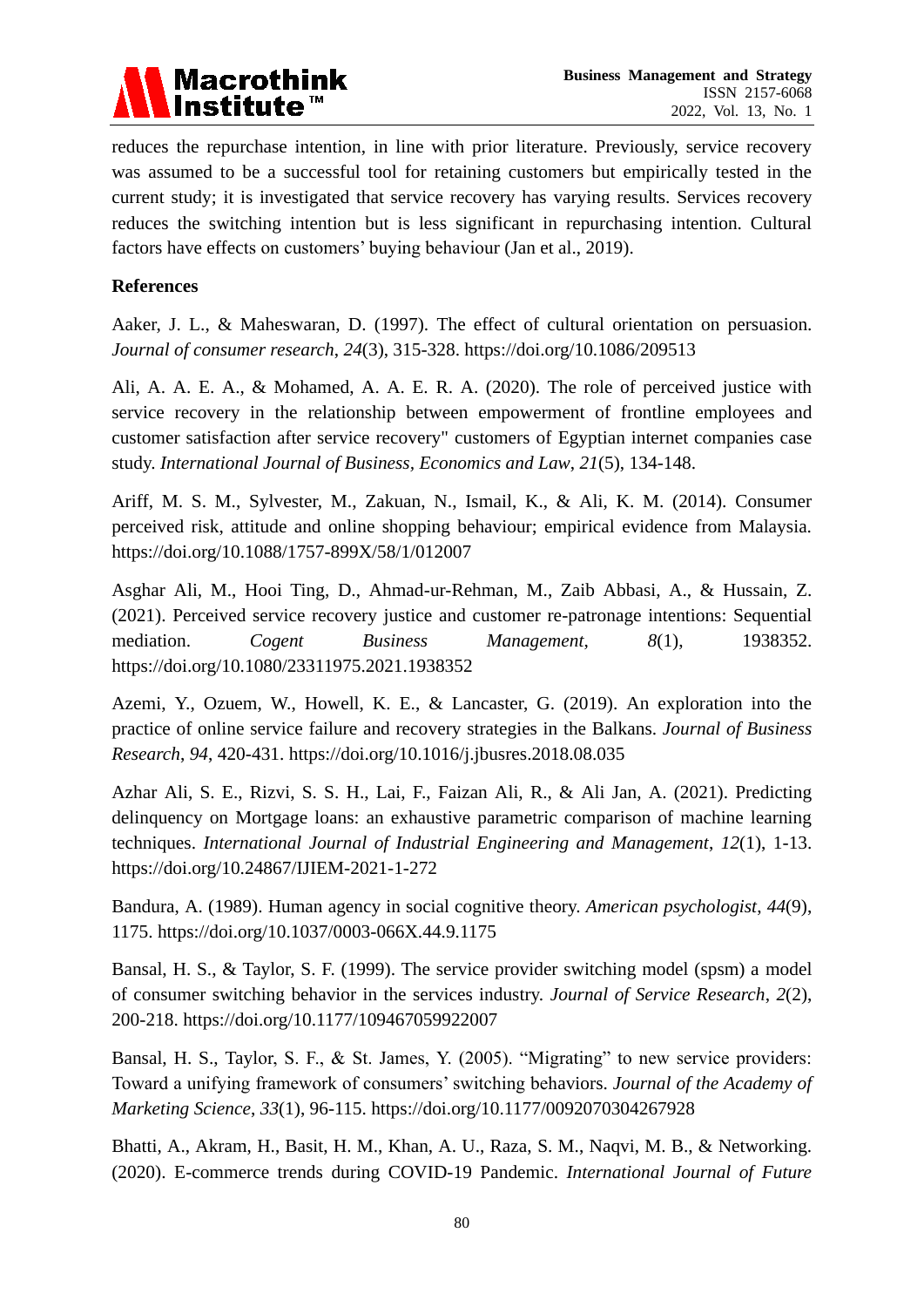reduces the repurchase intention, in line with prior literature. Previously, service recovery was assumed to be a successful tool for retaining customers but empirically tested in the current study; it is investigated that service recovery has varying results. Services recovery reduces the switching intention but is less significant in repurchasing intention. Cultural factors have effects on customers' buying behaviour (Jan et al., 2019).

**References**

Aaker, J. L., & Maheswaran, D. (1997). The effect of cultural orientation on persuasion. *Journal of consumer research*, *24*(3), 315-328. https://doi.org/10.1086/209513

Ali, A. A. E. A., & Mohamed, A. A. E. R. A. (2020). The role of perceived justice with service recovery in the relationship between empowerment of frontline employees and customer satisfaction after service recovery" customers of Egyptian internet companies case study. *International Journal of Business, Economics and Law*, *21*(5), 134-148.

Ariff, M. S. M., Sylvester, M., Zakuan, N., Ismail, K., & Ali, K. M. (2014). Consumer perceived risk, attitude and online shopping behaviour; empirical evidence from Malaysia. https://doi.org/10.1088/1757-899X/58/1/012007

Asghar Ali, M., Hooi Ting, D., Ahmad-ur-Rehman, M., Zaib Abbasi, A., & Hussain, Z. (2021). Perceived service recovery justice and customer re-patronage intentions: Sequential mediation. *Cogent Business Management*, *8*(1), 1938352. https://doi.org/10.1080/23311975.2021.1938352

Azemi, Y., Ozuem, W., Howell, K. E., & Lancaster, G. (2019). An exploration into the practice of online service failure and recovery strategies in the Balkans. *Journal of Business Research*, *94*, 420-431. https://doi.org/10.1016/j.jbusres.2018.08.035

Azhar Ali, S. E., Rizvi, S. S. H., Lai, F., Faizan Ali, R., & Ali Jan, A. (2021). Predicting delinquency on Mortgage loans: an exhaustive parametric comparison of machine learning techniques. *International Journal of Industrial Engineering and Management*, *12*(1), 1-13. https://doi.org/10.24867/IJIEM-2021-1-272

Bandura, A. (1989). Human agency in social cognitive theory. *American psychologist*, *44*(9), 1175. https://doi.org/10.1037/0003-066X.44.9.1175

Bansal, H. S., & Taylor, S. F. (1999). The service provider switching model (spsm) a model of consumer switching behavior in the services industry. *Journal of Service Research*, *2*(2), 200-218. https://doi.org/10.1177/109467059922007

Bansal, H. S., Taylor, S. F., & St. James, Y. (2005). "Migrating" to new service providers: Toward a unifying framework of consumers' switching behaviors. *Journal of the Academy of Marketing Science*, *33*(1), 96-115. https://doi.org/10.1177/0092070304267928

Bhatti, A., Akram, H., Basit, H. M., Khan, A. U., Raza, S. M., Naqvi, M. B., & Networking. (2020). E-commerce trends during COVID-19 Pandemic. *International Journal of Future*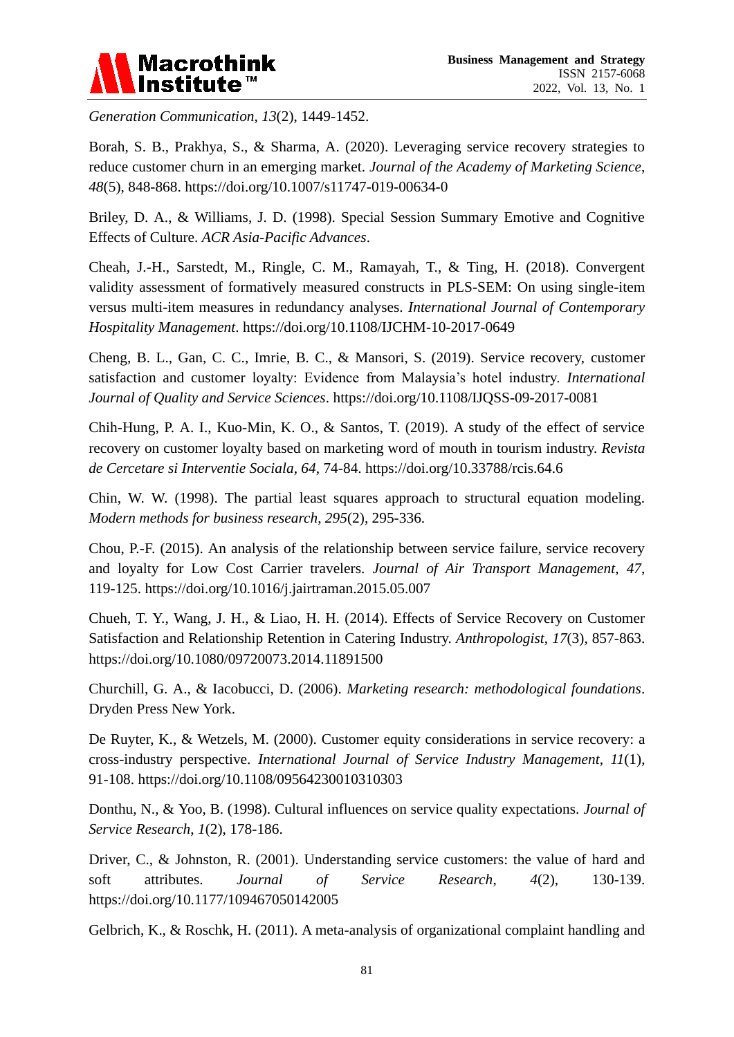*Generation Communication*, *13*(2), 1449-1452.

Borah, S. B., Prakhya, S., & Sharma, A. (2020). Leveraging service recovery strategies to reduce customer churn in an emerging market. *Journal of the Academy of Marketing Science*, *48*(5), 848-868. https://doi.org/10.1007/s11747-019-00634-0

Briley, D. A., & Williams, J. D. (1998). Special Session Summary Emotive and Cognitive Effects of Culture. *ACR Asia-Pacific Advances*.

Cheah, J.-H., Sarstedt, M., Ringle, C. M., Ramayah, T., & Ting, H. (2018). Convergent validity assessment of formatively measured constructs in PLS-SEM: On using single-item versus multi-item measures in redundancy analyses. *International Journal of Contemporary Hospitality Management*. https://doi.org/10.1108/IJCHM-10-2017-0649

Cheng, B. L., Gan, C. C., Imrie, B. C., & Mansori, S. (2019). Service recovery, customer satisfaction and customer loyalty: Evidence from Malaysia's hotel industry. *International Journal of Quality and Service Sciences*. https://doi.org/10.1108/IJQSS-09-2017-0081

Chih-Hung, P. A. I., Kuo-Min, K. O., & Santos, T. (2019). A study of the effect of service recovery on customer loyalty based on marketing word of mouth in tourism industry. *Revista de Cercetare si Interventie Sociala*, *64*, 74-84. https://doi.org/10.33788/rcis.64.6

Chin, W. W. (1998). The partial least squares approach to structural equation modeling. *Modern methods for business research*, *295*(2), 295-336.

Chou, P.-F. (2015). An analysis of the relationship between service failure, service recovery and loyalty for Low Cost Carrier travelers. *Journal of Air Transport Management*, *47*, 119-125. https://doi.org/10.1016/j.jairtraman.2015.05.007

Chueh, T. Y., Wang, J. H., & Liao, H. H. (2014). Effects of Service Recovery on Customer Satisfaction and Relationship Retention in Catering Industry. *Anthropologist*, *17*(3), 857-863. https://doi.org/10.1080/09720073.2014.11891500

Churchill, G. A., & Iacobucci, D. (2006). *Marketing research: methodological foundations*. Dryden Press New York.

De Ruyter, K., & Wetzels, M. (2000). Customer equity considerations in service recovery: a cross-industry perspective. *International Journal of Service Industry Management*, *11*(1), 91-108. https://doi.org/10.1108/09564230010310303

Donthu, N., & Yoo, B. (1998). Cultural influences on service quality expectations. *Journal of Service Research*, *1*(2), 178-186.

Driver, C., & Johnston, R. (2001). Understanding service customers: the value of hard and soft attributes. *Journal of Service Research*, *4*(2), 130-139. https://doi.org/10.1177/109467050142005

Gelbrich, K., & Roschk, H. (2011). A meta-analysis of organizational complaint handling and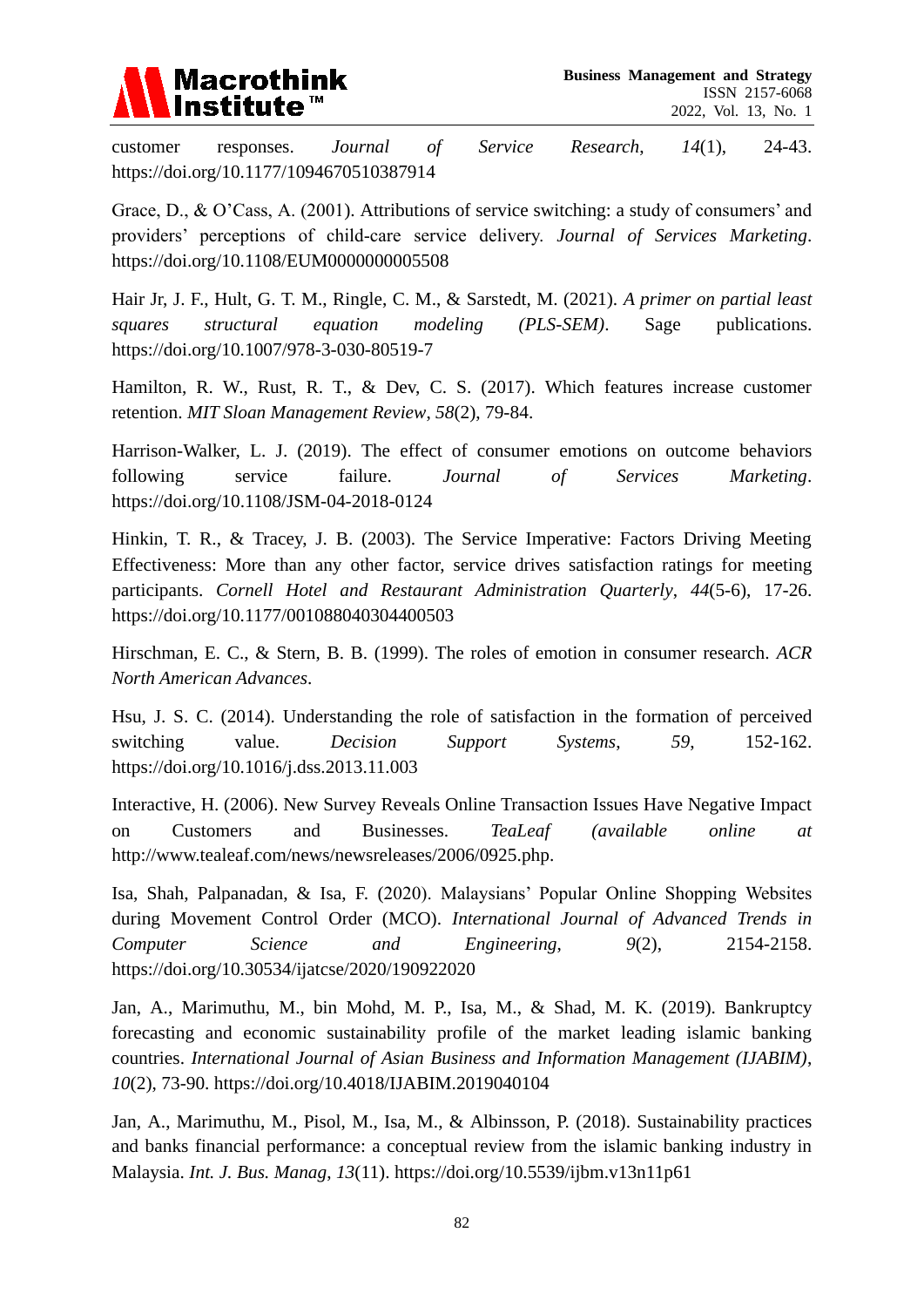customer responses. *Journal of Service Research*, *14*(1), 24-43. https://doi.org/10.1177/1094670510387914

Grace, D., & O'Cass, A. (2001). Attributions of service switching: a study of consumers' and providers' perceptions of child-care service delivery. *Journal of Services Marketing*. https://doi.org/10.1108/EUM0000000005508

Hair Jr, J. F., Hult, G. T. M., Ringle, C. M., & Sarstedt, M. (2021). *A primer on partial least squares structural equation modeling (PLS-SEM)*. Sage publications. https://doi.org/10.1007/978-3-030-80519-7

Hamilton, R. W., Rust, R. T., & Dev, C. S. (2017). Which features increase customer retention. *MIT Sloan Management Review*, *58*(2), 79-84.

Harrison-Walker, L. J. (2019). The effect of consumer emotions on outcome behaviors following service failure. *Journal of Services Marketing*. https://doi.org/10.1108/JSM-04-2018-0124

Hinkin, T. R., & Tracey, J. B. (2003). The Service Imperative: Factors Driving Meeting Effectiveness: More than any other factor, service drives satisfaction ratings for meeting participants. *Cornell Hotel and Restaurant Administration Quarterly*, *44*(5-6), 17-26. https://doi.org/10.1177/001088040304400503

Hirschman, E. C., & Stern, B. B. (1999). The roles of emotion in consumer research. *ACR North American Advances*.

Hsu, J. S. C. (2014). Understanding the role of satisfaction in the formation of perceived switching value. *Decision Support Systems*, *59*, 152-162. https://doi.org/10.1016/j.dss.2013.11.003

Interactive, H. (2006). New Survey Reveals Online Transaction Issues Have Negative Impact on Customers and Businesses. *TeaLeaf (available online at* http://www.tealeaf.com/news/newsreleases/2006/0925.php.

Isa, Shah, Palpanadan, & Isa, F. (2020). Malaysians' Popular Online Shopping Websites during Movement Control Order (MCO). *International Journal of Advanced Trends in Computer Science and Engineering*, *9*(2), 2154-2158. https://doi.org/10.30534/ijatcse/2020/190922020

Jan, A., Marimuthu, M., bin Mohd, M. P., Isa, M., & Shad, M. K. (2019). Bankruptcy forecasting and economic sustainability profile of the market leading islamic banking countries. *International Journal of Asian Business and Information Management (IJABIM)*, *10*(2), 73-90. https://doi.org/10.4018/IJABIM.2019040104

Jan, A., Marimuthu, M., Pisol, M., Isa, M., & Albinsson, P. (2018). Sustainability practices and banks financial performance: a conceptual review from the islamic banking industry in Malaysia. *Int. J. Bus. Manag*, *13*(11). https://doi.org/10.5539/ijbm.v13n11p61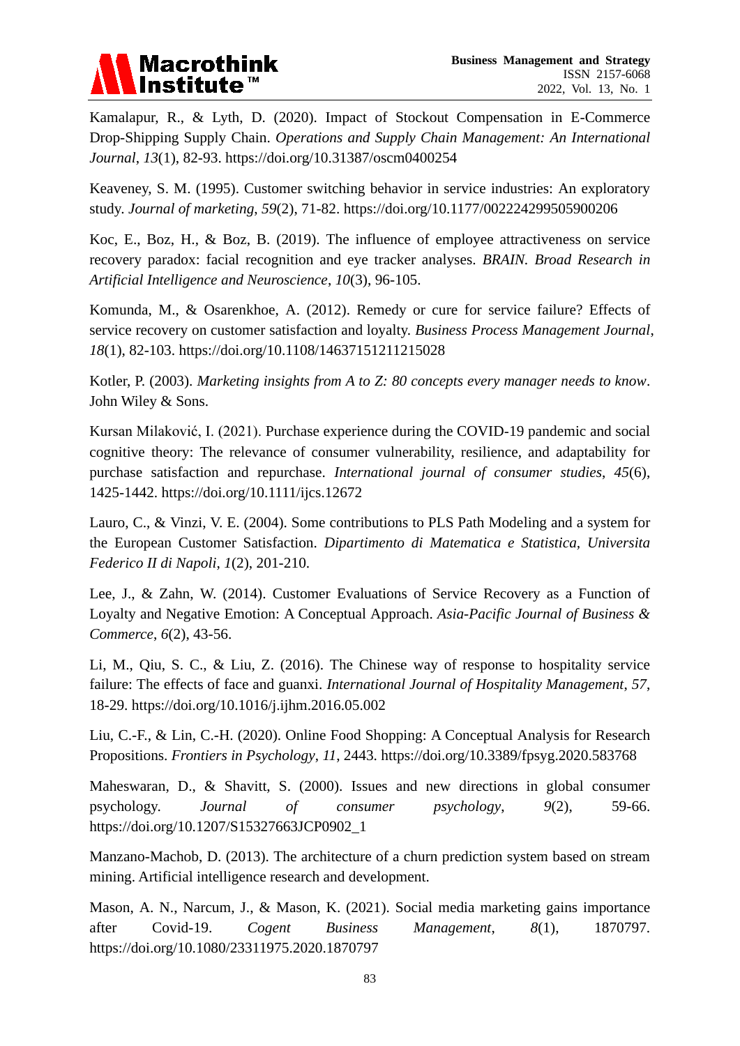Kamalapur, R., & Lyth, D. (2020). Impact of Stockout Compensation in E-Commerce Drop-Shipping Supply Chain. *Operations and Supply Chain Management: An International Journal*, *13*(1), 82-93. https://doi.org/10.31387/oscm0400254

Keaveney, S. M. (1995). Customer switching behavior in service industries: An exploratory study. *Journal of marketing*, *59*(2), 71-82. https://doi.org/10.1177/002224299505900206

Koc, E., Boz, H., & Boz, B. (2019). The influence of employee attractiveness on service recovery paradox: facial recognition and eye tracker analyses. *BRAIN. Broad Research in Artificial Intelligence and Neuroscience*, *10*(3), 96-105.

Komunda, M., & Osarenkhoe, A. (2012). Remedy or cure for service failure? Effects of service recovery on customer satisfaction and loyalty. *Business Process Management Journal*, *18*(1), 82-103. https://doi.org/10.1108/14637151211215028

Kotler, P. (2003). *Marketing insights from A to Z: 80 concepts every manager needs to know*. John Wiley & Sons.

Kursan Milaković, I. (2021). Purchase experience during the COVID-19 pandemic and social cognitive theory: The relevance of consumer vulnerability, resilience, and adaptability for purchase satisfaction and repurchase. *International journal of consumer studies*, *45*(6), 1425-1442. https://doi.org/10.1111/ijcs.12672

Lauro, C., & Vinzi, V. E. (2004). Some contributions to PLS Path Modeling and a system for the European Customer Satisfaction. *Dipartimento di Matematica e Statistica, Universita Federico II di Napoli*, *1*(2), 201-210.

Lee, J., & Zahn, W. (2014). Customer Evaluations of Service Recovery as a Function of Loyalty and Negative Emotion: A Conceptual Approach. *Asia-Pacific Journal of Business & Commerce*, *6*(2), 43-56.

Li, M., Qiu, S. C., & Liu, Z. (2016). The Chinese way of response to hospitality service failure: The effects of face and guanxi. *International Journal of Hospitality Management*, *57*, 18-29. https://doi.org/10.1016/j.ijhm.2016.05.002

Liu, C.-F., & Lin, C.-H. (2020). Online Food Shopping: A Conceptual Analysis for Research Propositions. *Frontiers in Psychology*, *11*, 2443. https://doi.org/10.3389/fpsyg.2020.583768

Maheswaran, D., & Shavitt, S. (2000). Issues and new directions in global consumer psychology. *Journal of consumer psychology*, *9*(2), 59-66. https://doi.org/10.1207/S15327663JCP0902_1

Manzano-Machob, D. (2013). The architecture of a churn prediction system based on stream mining. Artificial intelligence research and development.

Mason, A. N., Narcum, J., & Mason, K. (2021). Social media marketing gains importance after Covid-19. *Cogent Business Management*, *8*(1), 1870797. https://doi.org/10.1080/23311975.2020.1870797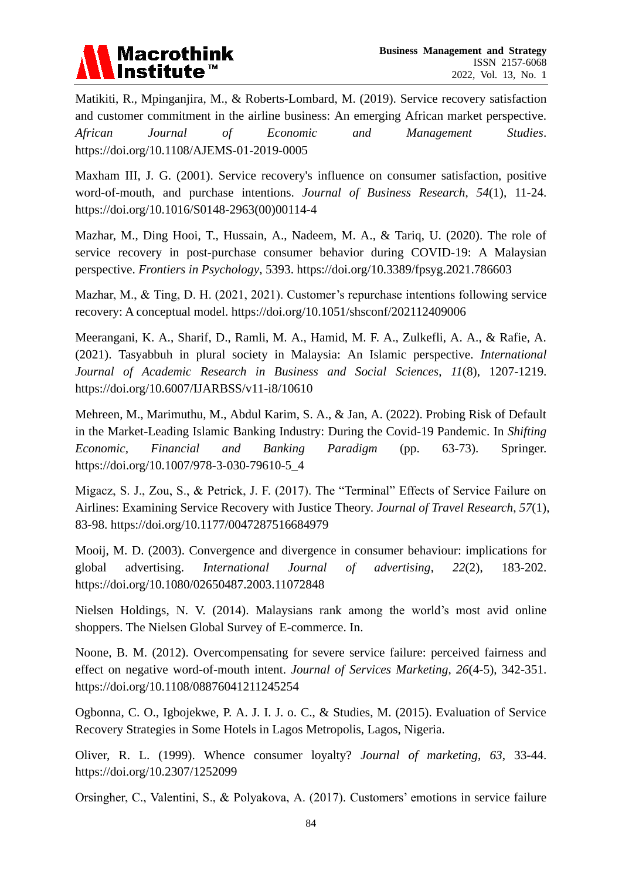Matikiti, R., Mpinganjira, M., & Roberts-Lombard, M. (2019). Service recovery satisfaction and customer commitment in the airline business: An emerging African market perspective. *African Journal of Economic and Management Studies*. https://doi.org/10.1108/AJEMS-01-2019-0005

Maxham III, J. G. (2001). Service recovery's influence on consumer satisfaction, positive word-of-mouth, and purchase intentions. *Journal of Business Research*, *54*(1), 11-24. https://doi.org/10.1016/S0148-2963(00)00114-4

Mazhar, M., Ding Hooi, T., Hussain, A., Nadeem, M. A., & Tariq, U. (2020). The role of service recovery in post-purchase consumer behavior during COVID-19: A Malaysian perspective. *Frontiers in Psychology*, 5393. https://doi.org/10.3389/fpsyg.2021.786603

Mazhar, M., & Ting, D. H. (2021, 2021). Customer's repurchase intentions following service recovery: A conceptual model. https://doi.org/10.1051/shsconf/202112409006

Meerangani, K. A., Sharif, D., Ramli, M. A., Hamid, M. F. A., Zulkefli, A. A., & Rafie, A. (2021). Tasyabbuh in plural society in Malaysia: An Islamic perspective. *International Journal of Academic Research in Business and Social Sciences*, *11*(8), 1207-1219. https://doi.org/10.6007/IJARBSS/v11-i8/10610

Mehreen, M., Marimuthu, M., Abdul Karim, S. A., & Jan, A. (2022). Probing Risk of Default in the Market-Leading Islamic Banking Industry: During the Covid-19 Pandemic. In *Shifting Economic, Financial and Banking Paradigm* (pp. 63-73). Springer. https://doi.org/10.1007/978-3-030-79610-5_4

Migacz, S. J., Zou, S., & Petrick, J. F. (2017). The "Terminal" Effects of Service Failure on Airlines: Examining Service Recovery with Justice Theory. *Journal of Travel Research*, *57*(1), 83-98. https://doi.org/10.1177/0047287516684979

Mooij, M. D. (2003). Convergence and divergence in consumer behaviour: implications for global advertising. *International Journal of advertising*, *22*(2), 183-202. https://doi.org/10.1080/02650487.2003.11072848

Nielsen Holdings, N. V. (2014). Malaysians rank among the world's most avid online shoppers. The Nielsen Global Survey of E-commerce. In.

Noone, B. M. (2012). Overcompensating for severe service failure: perceived fairness and effect on negative word-of-mouth intent. *Journal of Services Marketing*, *26*(4-5), 342-351. https://doi.org/10.1108/08876041211245254

Ogbonna, C. O., Igbojekwe, P. A. J. I. J. o. C., & Studies, M. (2015). Evaluation of Service Recovery Strategies in Some Hotels in Lagos Metropolis, Lagos, Nigeria.

Oliver, R. L. (1999). Whence consumer loyalty? *Journal of marketing*, *63*, 33-44. https://doi.org/10.2307/1252099

Orsingher, C., Valentini, S., & Polyakova, A. (2017). Customers' emotions in service failure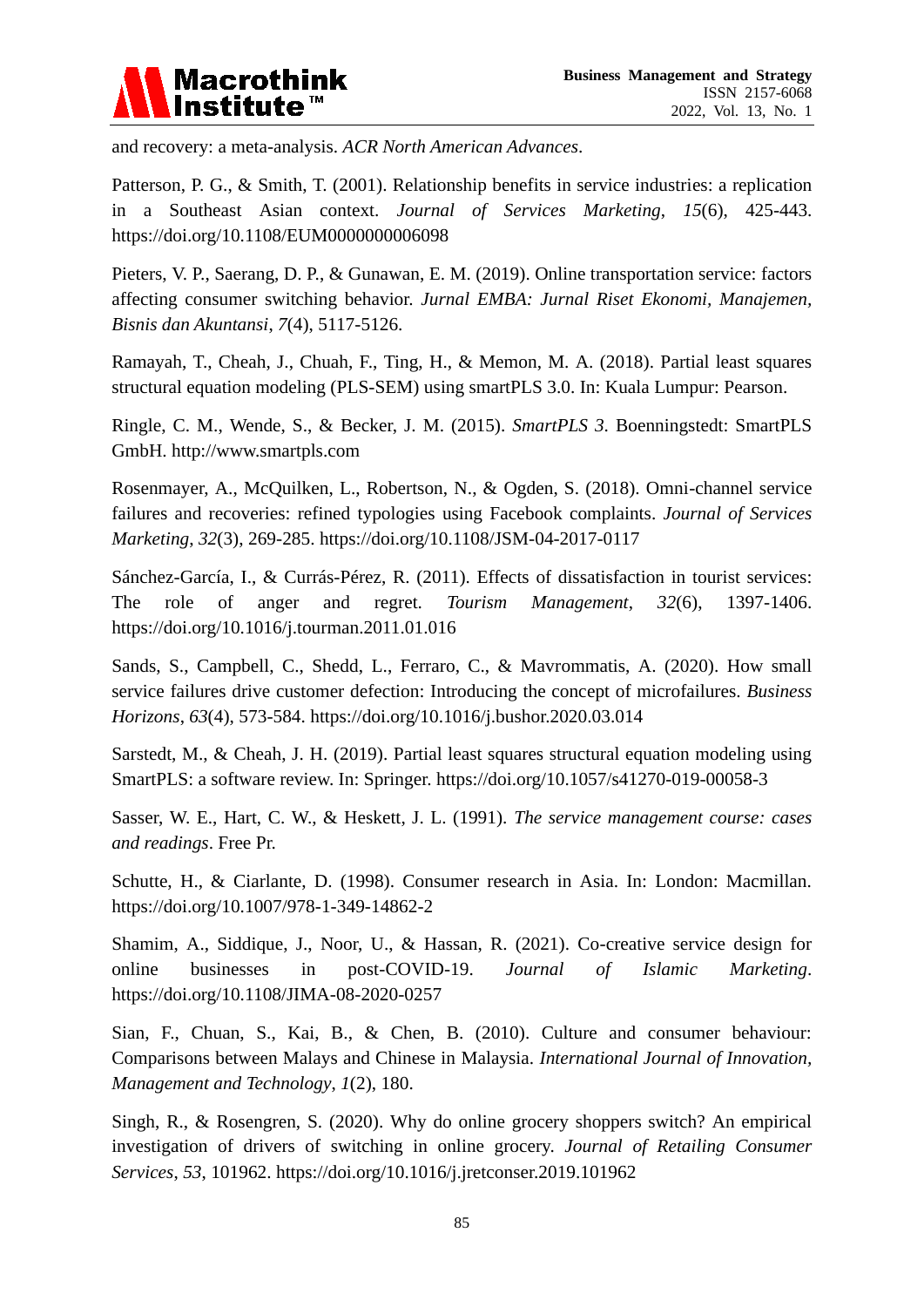and recovery: a meta-analysis. *ACR North American Advances*.

Patterson, P. G., & Smith, T. (2001). Relationship benefits in service industries: a replication in a Southeast Asian context. *Journal of Services Marketing*, *15*(6), 425-443. https://doi.org/10.1108/EUM0000000006098

Pieters, V. P., Saerang, D. P., & Gunawan, E. M. (2019). Online transportation service: factors affecting consumer switching behavior. *Jurnal EMBA: Jurnal Riset Ekonomi, Manajemen, Bisnis dan Akuntansi*, *7*(4), 5117-5126.

Ramayah, T., Cheah, J., Chuah, F., Ting, H., & Memon, M. A. (2018). Partial least squares structural equation modeling (PLS-SEM) using smartPLS 3.0. In: Kuala Lumpur: Pearson.

Ringle, C. M., Wende, S., & Becker, J. M. (2015). *SmartPLS 3*. Boenningstedt: SmartPLS GmbH. http://www.smartpls.com

Rosenmayer, A., McQuilken, L., Robertson, N., & Ogden, S. (2018). Omni-channel service failures and recoveries: refined typologies using Facebook complaints. *Journal of Services Marketing*, *32*(3), 269-285. https://doi.org/10.1108/JSM-04-2017-0117

Sánchez-García, I., & Currás-Pérez, R. (2011). Effects of dissatisfaction in tourist services: The role of anger and regret. *Tourism Management*, *32*(6), 1397-1406. https://doi.org/10.1016/j.tourman.2011.01.016

Sands, S., Campbell, C., Shedd, L., Ferraro, C., & Mavrommatis, A. (2020). How small service failures drive customer defection: Introducing the concept of microfailures. *Business Horizons*, *63*(4), 573-584. https://doi.org/10.1016/j.bushor.2020.03.014

Sarstedt, M., & Cheah, J. H. (2019). Partial least squares structural equation modeling using SmartPLS: a software review. In: Springer. https://doi.org/10.1057/s41270-019-00058-3

Sasser, W. E., Hart, C. W., & Heskett, J. L. (1991). *The service management course: cases and readings*. Free Pr.

Schutte, H., & Ciarlante, D. (1998). Consumer research in Asia. In: London: Macmillan. https://doi.org/10.1007/978-1-349-14862-2

Shamim, A., Siddique, J., Noor, U., & Hassan, R. (2021). Co-creative service design for online businesses in post-COVID-19. *Journal of Islamic Marketing*. https://doi.org/10.1108/JIMA-08-2020-0257

Sian, F., Chuan, S., Kai, B., & Chen, B. (2010). Culture and consumer behaviour: Comparisons between Malays and Chinese in Malaysia. *International Journal of Innovation, Management and Technology*, *1*(2), 180.

Singh, R., & Rosengren, S. (2020). Why do online grocery shoppers switch? An empirical investigation of drivers of switching in online grocery. *Journal of Retailing Consumer Services*, *53*, 101962. https://doi.org/10.1016/j.jretconser.2019.101962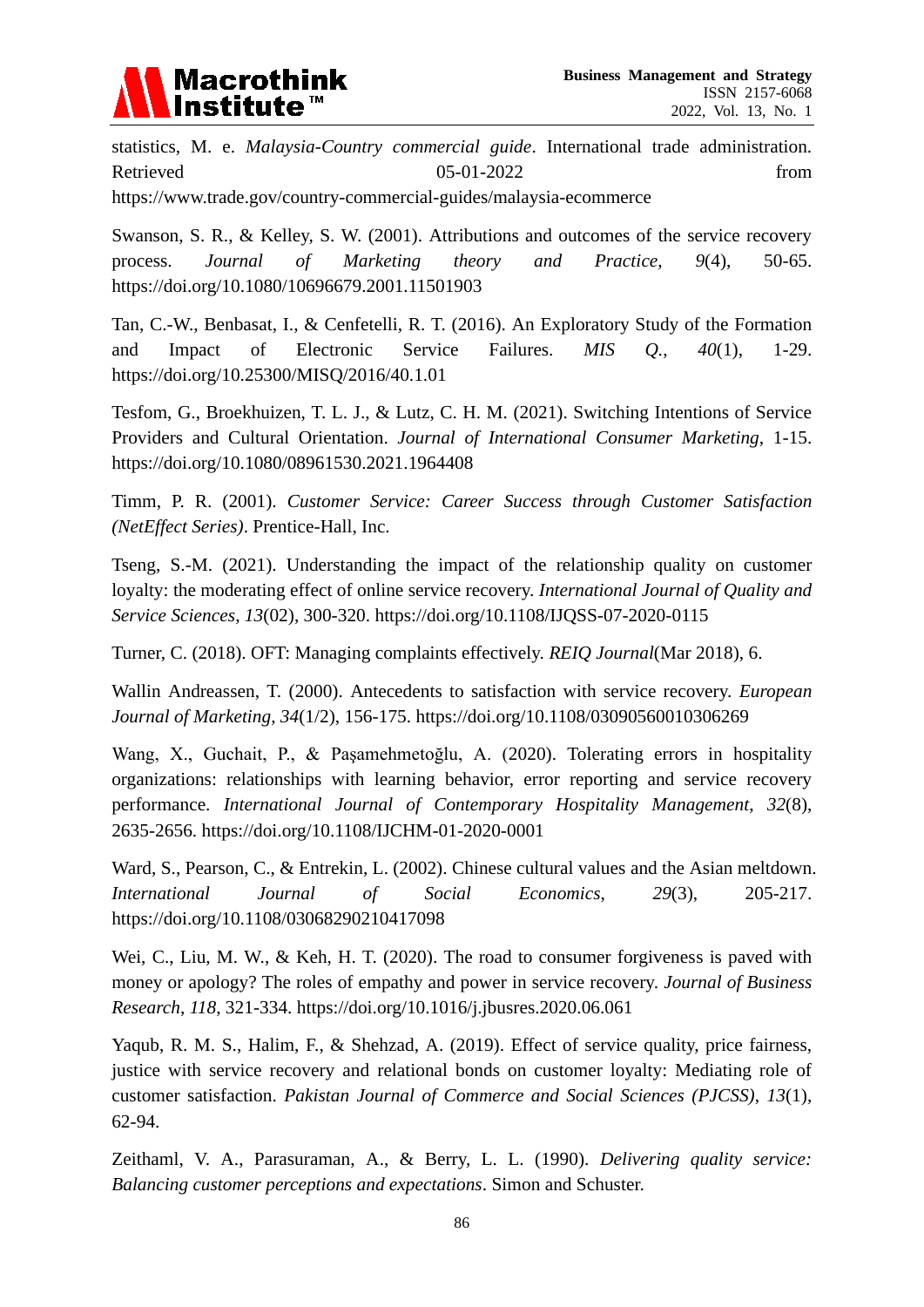statistics, M. e. *Malaysia-Country commercial guide*. International trade administration. Retrieved 05-01-2022 from https://www.trade.gov/country-commercial-guides/malaysia-ecommerce

Swanson, S. R., & Kelley, S. W. (2001). Attributions and outcomes of the service recovery process. *Journal of Marketing theory and Practice*, *9*(4), 50-65. https://doi.org/10.1080/10696679.2001.11501903

Tan, C.-W., Benbasat, I., & Cenfetelli, R. T. (2016). An Exploratory Study of the Formation and Impact of Electronic Service Failures. *MIS Q.*, *40*(1), 1-29. https://doi.org/10.25300/MISQ/2016/40.1.01

Tesfom, G., Broekhuizen, T. L. J., & Lutz, C. H. M. (2021). Switching Intentions of Service Providers and Cultural Orientation. *Journal of International Consumer Marketing*, 1-15. https://doi.org/10.1080/08961530.2021.1964408

Timm, P. R. (2001). *Customer Service: Career Success through Customer Satisfaction (NetEffect Series)*. Prentice-Hall, Inc.

Tseng, S.-M. (2021). Understanding the impact of the relationship quality on customer loyalty: the moderating effect of online service recovery. *International Journal of Quality and Service Sciences*, *13*(02), 300-320. https://doi.org/10.1108/IJQSS-07-2020-0115

Turner, C. (2018). OFT: Managing complaints effectively. *REIQ Journal*(Mar 2018), 6.

Wallin Andreassen, T. (2000). Antecedents to satisfaction with service recovery. *European Journal of Marketing*, *34*(1/2), 156-175. https://doi.org/10.1108/03090560010306269

Wang, X., Guchait, P., & Paşamehmetoğlu, A. (2020). Tolerating errors in hospitality organizations: relationships with learning behavior, error reporting and service recovery performance. *International Journal of Contemporary Hospitality Management*, *32*(8), 2635-2656. https://doi.org/10.1108/IJCHM-01-2020-0001

Ward, S., Pearson, C., & Entrekin, L. (2002). Chinese cultural values and the Asian meltdown. *International Journal of Social Economics*, *29*(3), 205-217. https://doi.org/10.1108/03068290210417098

Wei, C., Liu, M. W., & Keh, H. T. (2020). The road to consumer forgiveness is paved with money or apology? The roles of empathy and power in service recovery. *Journal of Business Research*, *118*, 321-334. https://doi.org/10.1016/j.jbusres.2020.06.061

Yaqub, R. M. S., Halim, F., & Shehzad, A. (2019). Effect of service quality, price fairness, justice with service recovery and relational bonds on customer loyalty: Mediating role of customer satisfaction. *Pakistan Journal of Commerce and Social Sciences (PJCSS)*, *13*(1), 62-94.

Zeithaml, V. A., Parasuraman, A., & Berry, L. L. (1990). *Delivering quality service: Balancing customer perceptions and expectations*. Simon and Schuster.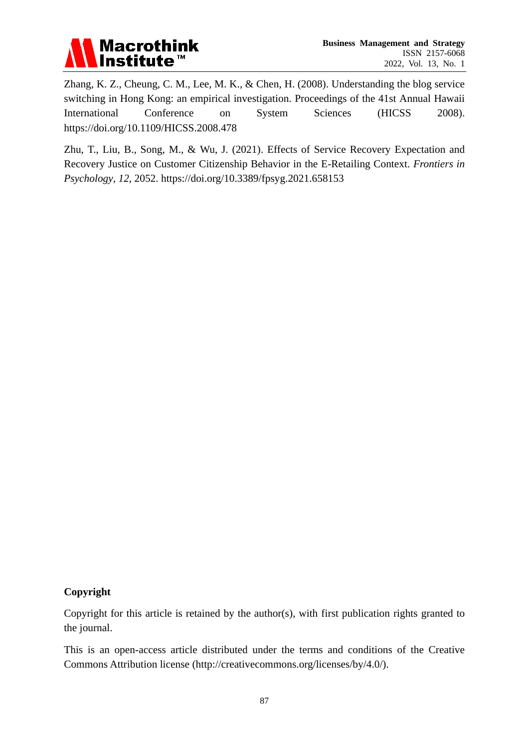Zhang, K. Z., Cheung, C. M., Lee, M. K., & Chen, H. (2008). Understanding the blog service switching in Hong Kong: an empirical investigation. Proceedings of the 41st Annual Hawaii International Conference on System Sciences (HICSS 2008). https://doi.org/10.1109/HICSS.2008.478

Zhu, T., Liu, B., Song, M., & Wu, J. (2021). Effects of Service Recovery Expectation and Recovery Justice on Customer Citizenship Behavior in the E-Retailing Context. *Frontiers in Psychology*, *12*, 2052. https://doi.org/10.3389/fpsyg.2021.658153

**Copyright**

Copyright for this article is retained by the author(s), with first publication rights granted to the journal.

This is an open-access article distributed under the terms and conditions of the Creative Commons Attribution license (http://creativecommons.org/licenses/by/4.0/).